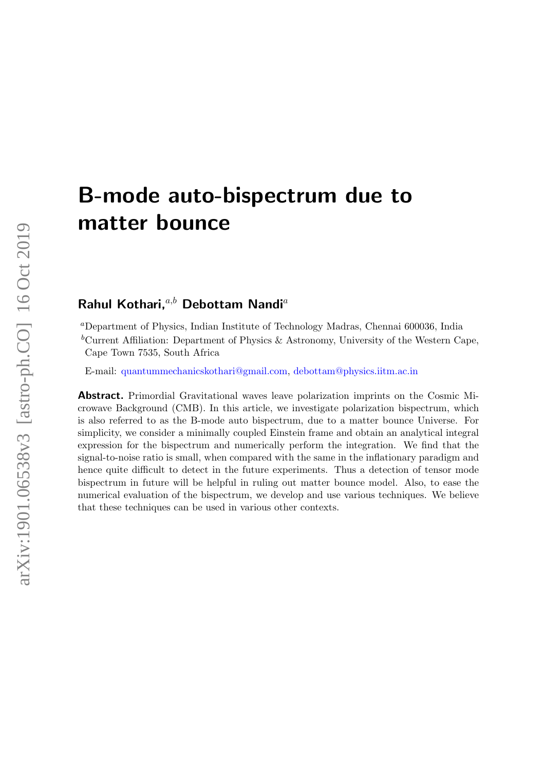# B-mode auto-bispectrum due to matter bounce

**Rahul Kothari,**[a,b] **Debottam Nandi**[a]

[a]Department of Physics, Indian Institute of Technology Madras, Chennai 600036, India

[b]Current Affiliation: Department of Physics & Astronomy, University of the Western Cape, Cape Town 7535, South Africa

E-mail: quantummechanicskothari@gmail.com, debottam@physics.iitm.ac.in

**Abstract.** Primordial Gravitational waves leave polarization imprints on the Cosmic Microwave Background (CMB). In this article, we investigate polarization bispectrum, which is also referred to as the B-mode auto bispectrum, due to a matter bounce Universe. For simplicity, we consider a minimally coupled Einstein frame and obtain an analytical integral expression for the bispectrum and numerically perform the integration. We find that the signal-to-noise ratio is small, when compared with the same in the inflationary paradigm and hence quite difficult to detect in the future experiments. Thus a detection of tensor mode bispectrum in future will be helpful in ruling out matter bounce model. Also, to ease the numerical evaluation of the bispectrum, we develop and use various techniques. We believe that these techniques can be used in various other contexts.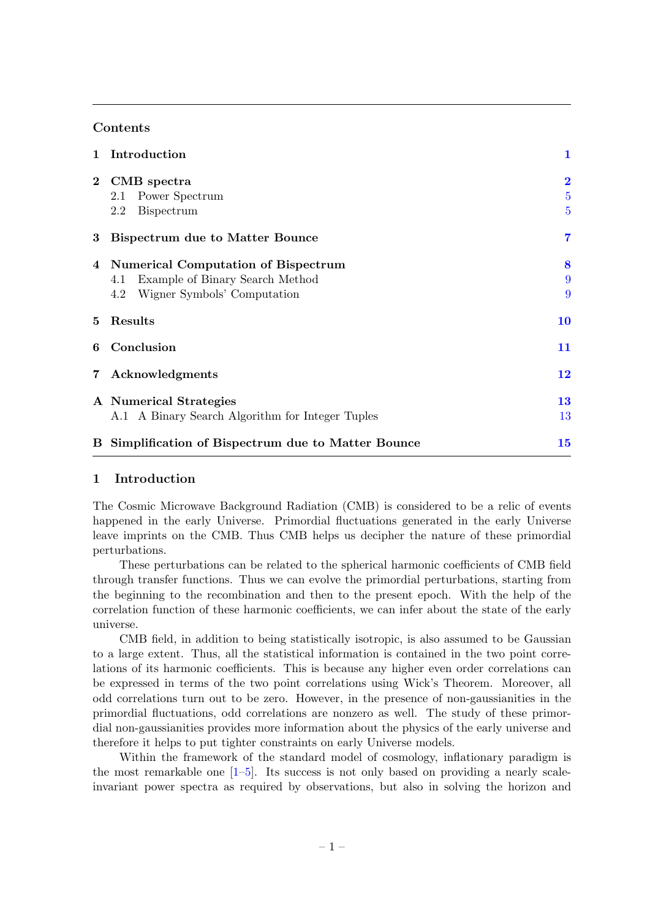## Contents

| | | |
|---|---|---|
| **1** | **Introduction** | **1** |
| **2** | **CMB spectra** | **2** |
| | 2.1 Power Spectrum | 5 |
| | 2.2 Bispectrum | 5 |
| **3** | **Bispectrum due to Matter Bounce** | **7** |
| **4** | **Numerical Computation of Bispectrum** | **8** |
| | 4.1 Example of Binary Search Method | 9 |
| | 4.2 Wigner Symbols' Computation | 9 |
| **5** | **Results** | **10** |
| **6** | **Conclusion** | **11** |
| **7** | **Acknowledgments** | **12** |
| **A** | **Numerical Strategies** | **13** |
| | A.1 A Binary Search Algorithm for Integer Tuples | 13 |
| **B** | **Simplification of Bispectrum due to Matter Bounce** | **15** |

## 1 Introduction

The Cosmic Microwave Background Radiation (CMB) is considered to be a relic of events happened in the early Universe. Primordial fluctuations generated in the early Universe leave imprints on the CMB. Thus CMB helps us decipher the nature of these primordial perturbations.

These perturbations can be related to the spherical harmonic coefficients of CMB field through transfer functions. Thus we can evolve the primordial perturbations, starting from the beginning to the recombination and then to the present epoch. With the help of the correlation function of these harmonic coefficients, we can infer about the state of the early universe.

CMB field, in addition to being statistically isotropic, is also assumed to be Gaussian to a large extent. Thus, all the statistical information is contained in the two point correlations of its harmonic coefficients. This is because any higher even order correlations can be expressed in terms of the two point correlations using Wick's Theorem. Moreover, all odd correlations turn out to be zero. However, in the presence of non-gaussianities in the primordial fluctuations, odd correlations are nonzero as well. The study of these primordial non-gaussianities provides more information about the physics of the early universe and therefore it helps to put tighter constraints on early Universe models.

Within the framework of the standard model of cosmology, inflationary paradigm is the most remarkable one [1–5]. Its success is not only based on providing a nearly scale-invariant power spectra as required by observations, but also in solving the horizon and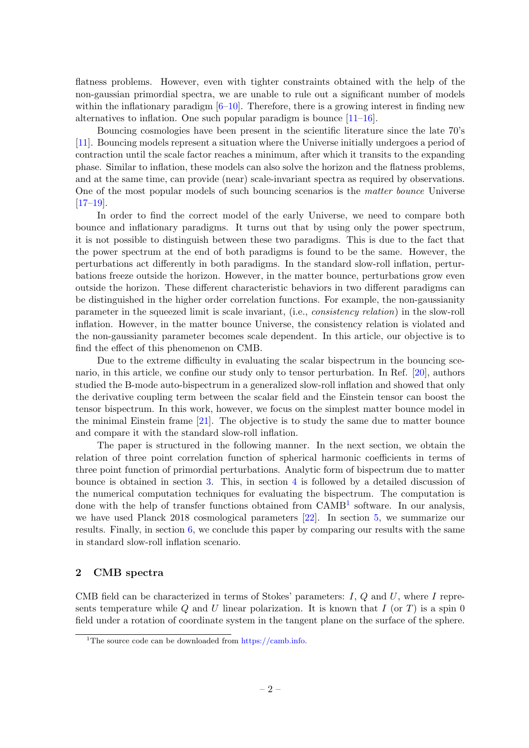flatness problems. However, even with tighter constraints obtained with the help of the non-gaussian primordial spectra, we are unable to rule out a significant number of models within the inflationary paradigm [6–10]. Therefore, there is a growing interest in finding new alternatives to inflation. One such popular paradigm is bounce [11–16].

Bouncing cosmologies have been present in the scientific literature since the late 70's [11]. Bouncing models represent a situation where the Universe initially undergoes a period of contraction until the scale factor reaches a minimum, after which it transits to the expanding phase. Similar to inflation, these models can also solve the horizon and the flatness problems, and at the same time, can provide (near) scale-invariant spectra as required by observations. One of the most popular models of such bouncing scenarios is the *matter bounce* Universe [17–19].

In order to find the correct model of the early Universe, we need to compare both bounce and inflationary paradigms. It turns out that by using only the power spectrum, it is not possible to distinguish between these two paradigms. This is due to the fact that the power spectrum at the end of both paradigms is found to be the same. However, the perturbations act differently in both paradigms. In the standard slow-roll inflation, perturbations freeze outside the horizon. However, in the matter bounce, perturbations grow even outside the horizon. These different characteristic behaviors in two different paradigms can be distinguished in the higher order correlation functions. For example, the non-gaussianity parameter in the squeezed limit is scale invariant, (i.e., *consistency relation*) in the slow-roll inflation. However, in the matter bounce Universe, the consistency relation is violated and the non-gaussianity parameter becomes scale dependent. In this article, our objective is to find the effect of this phenomenon on CMB.

Due to the extreme difficulty in evaluating the scalar bispectrum in the bouncing scenario, in this article, we confine our study only to tensor perturbation. In Ref. [20], authors studied the B-mode auto-bispectrum in a generalized slow-roll inflation and showed that only the derivative coupling term between the scalar field and the Einstein tensor can boost the tensor bispectrum. In this work, however, we focus on the simplest matter bounce model in the minimal Einstein frame [21]. The objective is to study the same due to matter bounce and compare it with the standard slow-roll inflation.

The paper is structured in the following manner. In the next section, we obtain the relation of three point correlation function of spherical harmonic coefficients in terms of three point function of primordial perturbations. Analytic form of bispectrum due to matter bounce is obtained in section 3. This, in section 4 is followed by a detailed discussion of the numerical computation techniques for evaluating the bispectrum. The computation is done with the help of transfer functions obtained from CAMB[1] software. In our analysis, we have used Planck 2018 cosmological parameters [22]. In section 5, we summarize our results. Finally, in section 6, we conclude this paper by comparing our results with the same in standard slow-roll inflation scenario.

## 2 CMB spectra

CMB field can be characterized in terms of Stokes' parameters: $I$, $Q$ and $U$, where $I$ represents temperature while $Q$ and $U$ linear polarization. It is known that $I$ (or $T$) is a spin 0 field under a rotation of coordinate system in the tangent plane on the surface of the sphere.

[1] The source code can be downloaded from https://camb.info.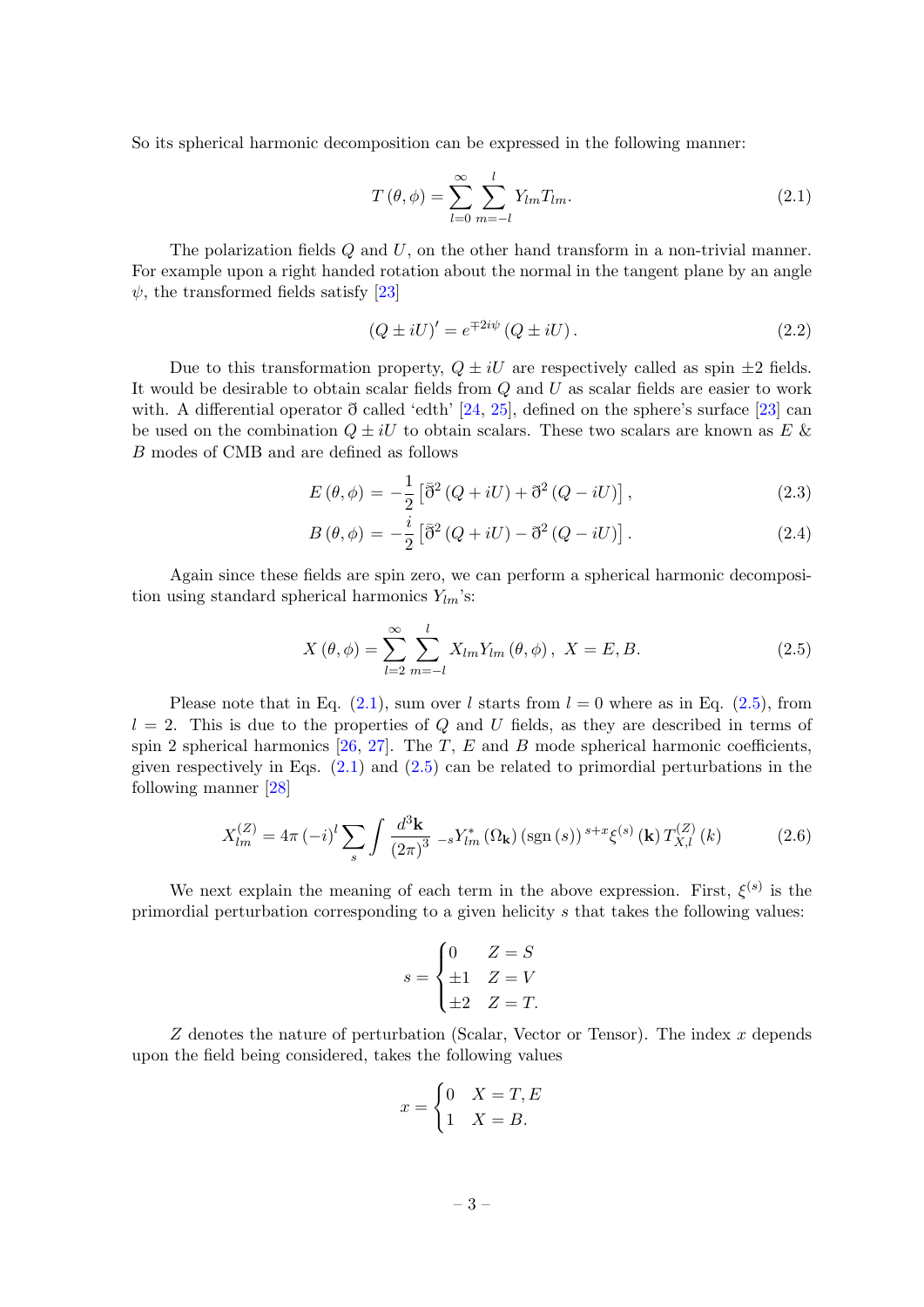So its spherical harmonic decomposition can be expressed in the following manner:

$$T(\theta,\phi) = \sum_{l=0}^{\infty}\sum_{m=-l}^{l} Y_{lm} T_{lm}. \tag{2.1}$$

The polarization fields $Q$ and $U$, on the other hand transform in a non-trivial manner. For example upon a right handed rotation about the normal in the tangent plane by an angle $\psi$, the transformed fields satisfy [23]

$$(Q \pm iU)' = e^{\mp 2i\psi}(Q \pm iU). \tag{2.2}$$

Due to this transformation property, $Q \pm iU$ are respectively called as spin $\pm 2$ fields. It would be desirable to obtain scalar fields from $Q$ and $U$ as scalar fields are easier to work with. A differential operator $\eth$ called 'edth' [24, 25], defined on the sphere's surface [23] can be used on the combination $Q \pm iU$ to obtain scalars. These two scalars are known as $E$ & $B$ modes of CMB and are defined as follows

$$E(\theta,\phi) = -\frac{1}{2}\left[\bar{\eth}^2 (Q+iU) + \eth^2 (Q-iU)\right], \tag{2.3}$$

$$B(\theta,\phi) = -\frac{i}{2}\left[\bar{\eth}^2 (Q+iU) - \eth^2 (Q-iU)\right]. \tag{2.4}$$

Again since these fields are spin zero, we can perform a spherical harmonic decomposition using standard spherical harmonics $Y_{lm}$'s:

$$X(\theta,\phi) = \sum_{l=2}^{\infty}\sum_{m=-l}^{l} X_{lm} Y_{lm}(\theta,\phi), \ X = E, B. \tag{2.5}$$

Please note that in Eq. (2.1), sum over $l$ starts from $l = 0$ where as in Eq. (2.5), from $l = 2$. This is due to the properties of $Q$ and $U$ fields, as they are described in terms of spin 2 spherical harmonics [26, 27]. The $T$, $E$ and $B$ mode spherical harmonic coefficients, given respectively in Eqs. (2.1) and (2.5) can be related to primordial perturbations in the following manner [28]

$$X_{lm}^{(Z)} = 4\pi(-i)^l \sum_s \int \frac{d^3\mathbf{k}}{(2\pi)^3}\ {}_{-s}Y_{lm}^*(\Omega_{\mathbf{k}})\left(\mathrm{sgn}(s)\right)^{s+x} \xi^{(s)}(\mathbf{k})\, T_{X,l}^{(Z)}(k) \tag{2.6}$$

We next explain the meaning of each term in the above expression. First, $\xi^{(s)}$ is the primordial perturbation corresponding to a given helicity $s$ that takes the following values:

$$s = \begin{cases} 0 & Z = S \\ \pm 1 & Z = V \\ \pm 2 & Z = T. \end{cases}$$

$Z$ denotes the nature of perturbation (Scalar, Vector or Tensor). The index $x$ depends upon the field being considered, takes the following values

$$x = \begin{cases} 0 & X = T, E \\ 1 & X = B. \end{cases}$$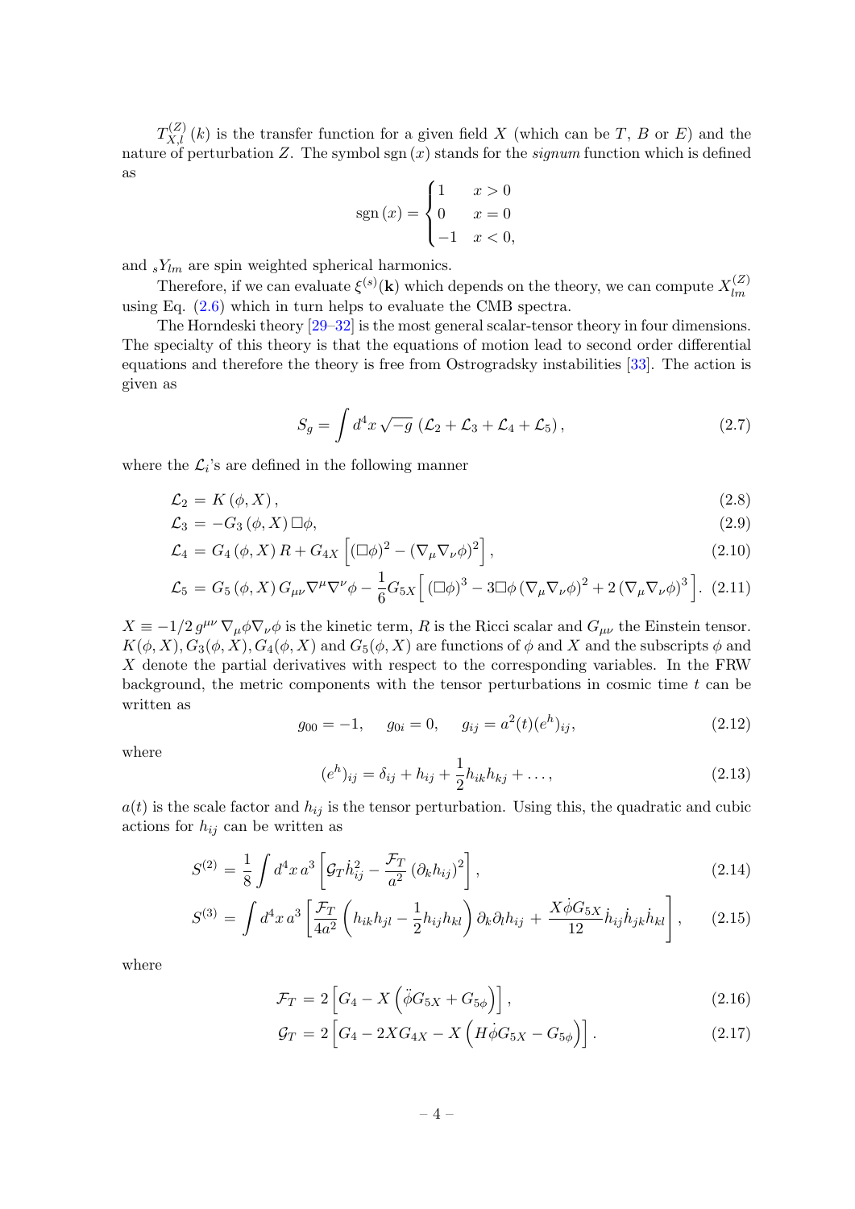$T_{X,l}^{(Z)}(k)$ is the transfer function for a given field $X$ (which can be $T$, $B$ or $E$) and the nature of perturbation $Z$. The symbol $\mathrm{sgn}(x)$ stands for the *signum* function which is defined as

$$
\mathrm{sgn}(x) = \begin{cases} 1 & x > 0 \\ 0 & x = 0 \\ -1 & x < 0, \end{cases}
$$

and ${}_sY_{lm}$ are spin weighted spherical harmonics.

Therefore, if we can evaluate $\xi^{(s)}(\mathbf{k})$ which depends on the theory, we can compute $X_{lm}^{(Z)}$ using Eq. (2.6) which in turn helps to evaluate the CMB spectra.

The Horndeski theory [29–32] is the most general scalar-tensor theory in four dimensions. The specialty of this theory is that the equations of motion lead to second order differential equations and therefore the theory is free from Ostrogradsky instabilities [33]. The action is given as

$$
S_g = \int d^4x \sqrt{-g} \left(\mathcal{L}_2 + \mathcal{L}_3 + \mathcal{L}_4 + \mathcal{L}_5\right), \tag{2.7}
$$

where the $\mathcal{L}_i$'s are defined in the following manner

$$
\mathcal{L}_2 = K(\phi, X), \tag{2.8}
$$

$$
\mathcal{L}_3 = -G_3(\phi, X)\Box\phi, \tag{2.9}
$$

$$
\mathcal{L}_4 = G_4(\phi, X) R + G_{4X}\left[(\Box\phi)^2 - (\nabla_\mu\nabla_\nu\phi)^2\right], \tag{2.10}
$$

$$
\mathcal{L}_5 = G_5(\phi, X) G_{\mu\nu}\nabla^\mu\nabla^\nu\phi - \frac{1}{6}G_{5X}\Big[(\Box\phi)^3 - 3\Box\phi\,(\nabla_\mu\nabla_\nu\phi)^2 + 2\,(\nabla_\mu\nabla_\nu\phi)^3\Big]. \tag{2.11}
$$

$X \equiv -1/2\, g^{\mu\nu}\,\nabla_\mu\phi\nabla_\nu\phi$ is the kinetic term, $R$ is the Ricci scalar and $G_{\mu\nu}$ the Einstein tensor. $K(\phi, X), G_3(\phi, X), G_4(\phi, X)$ and $G_5(\phi, X)$ are functions of $\phi$ and $X$ and the subscripts $\phi$ and $X$ denote the partial derivatives with respect to the corresponding variables. In the FRW background, the metric components with the tensor perturbations in cosmic time $t$ can be written as

$$
g_{00} = -1, \qquad g_{0i} = 0, \qquad g_{ij} = a^2(t)(e^h)_{ij}, \tag{2.12}
$$

where

$$
(e^h)_{ij} = \delta_{ij} + h_{ij} + \frac{1}{2}h_{ik}h_{kj} + \ldots, \tag{2.13}
$$

$a(t)$ is the scale factor and $h_{ij}$ is the tensor perturbation. Using this, the quadratic and cubic actions for $h_{ij}$ can be written as

$$
S^{(2)} = \frac{1}{8}\int d^4x\, a^3\left[\mathcal{G}_T\dot{h}_{ij}^2 - \frac{\mathcal{F}_T}{a^2}\left(\partial_k h_{ij}\right)^2\right], \tag{2.14}
$$

$$
S^{(3)} = \int d^4x\, a^3\left[\frac{\mathcal{F}_T}{4a^2}\left(h_{ik}h_{jl} - \frac{1}{2}h_{ij}h_{kl}\right)\partial_k\partial_l h_{ij} + \frac{X\dot{\phi}G_{5X}}{12}\dot{h}_{ij}\dot{h}_{jk}\dot{h}_{kl}\right], \tag{2.15}
$$

where

$$
\mathcal{F}_T = 2\left[G_4 - X\left(\ddot{\phi}G_{5X} + G_{5\phi}\right)\right], \tag{2.16}
$$

$$
\mathcal{G}_T = 2\left[G_4 - 2XG_{4X} - X\left(H\dot{\phi}G_{5X} - G_{5\phi}\right)\right]. \tag{2.17}
$$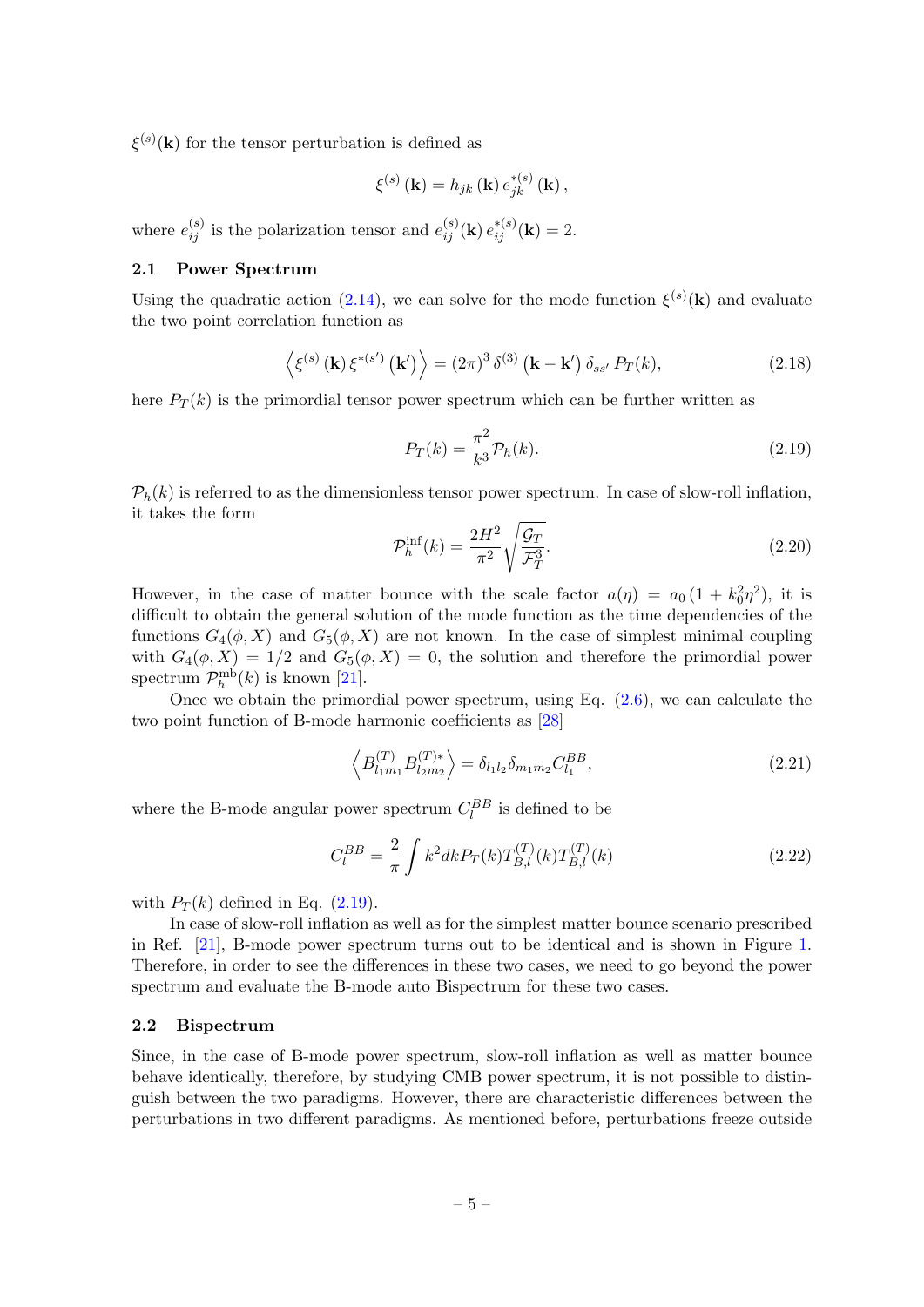$\xi^{(s)}(\mathbf{k})$ for the tensor perturbation is defined as

$$\xi^{(s)}\left(\mathbf{k}\right)=h_{jk}\left(\mathbf{k}\right)e^{*(s)}_{jk}\left(\mathbf{k}\right),$$

where $e^{(s)}_{ij}$ is the polarization tensor and $e^{(s)}_{ij}(\mathbf{k})\,e^{*(s)}_{ij}(\mathbf{k})=2$.

## 2.1 Power Spectrum

Using the quadratic action (2.14), we can solve for the mode function $\xi^{(s)}(\mathbf{k})$ and evaluate the two point correlation function as

$$\left\langle \xi^{(s)}\left(\mathbf{k}\right)\xi^{*(s')}\left(\mathbf{k}'\right)\right\rangle=(2\pi)^3\,\delta^{(3)}\left(\mathbf{k}-\mathbf{k}'\right)\delta_{ss'}\,P_T(k), \tag{2.18}$$

here $P_T(k)$ is the primordial tensor power spectrum which can be further written as

$$P_T(k)=\frac{\pi^2}{k^3}\mathcal{P}_h(k). \tag{2.19}$$

$\mathcal{P}_h(k)$ is referred to as the dimensionless tensor power spectrum. In case of slow-roll inflation, it takes the form

$$\mathcal{P}^{\rm inf}_h(k)=\frac{2H^2}{\pi^2}\sqrt{\frac{\mathcal{G}_T}{\mathcal{F}^3_T}}. \tag{2.20}$$

However, in the case of matter bounce with the scale factor $a(\eta)=a_0\,(1+k_0^2\eta^2)$, it is difficult to obtain the general solution of the mode function as the time dependencies of the functions $G_4(\phi,X)$ and $G_5(\phi,X)$ are not known. In the case of simplest minimal coupling with $G_4(\phi,X)=1/2$ and $G_5(\phi,X)=0$, the solution and therefore the primordial power spectrum $\mathcal{P}^{\rm mb}_h(k)$ is known [21].

Once we obtain the primordial power spectrum, using Eq. (2.6), we can calculate the two point function of B-mode harmonic coefficients as [28]

$$\left\langle B^{(T)}_{l_1m_1}B^{(T)*}_{l_2m_2}\right\rangle=\delta_{l_1l_2}\delta_{m_1m_2}C^{BB}_{l_1}, \tag{2.21}$$

where the B-mode angular power spectrum $C^{BB}_l$ is defined to be

$$C^{BB}_l=\frac{2}{\pi}\int k^2dkP_T(k)T^{(T)}_{B,l}(k)T^{(T)}_{B,l}(k) \tag{2.22}$$

with $P_T(k)$ defined in Eq. (2.19).

In case of slow-roll inflation as well as for the simplest matter bounce scenario prescribed in Ref. [21], B-mode power spectrum turns out to be identical and is shown in Figure 1. Therefore, in order to see the differences in these two cases, we need to go beyond the power spectrum and evaluate the B-mode auto Bispectrum for these two cases.

## 2.2 Bispectrum

Since, in the case of B-mode power spectrum, slow-roll inflation as well as matter bounce behave identically, therefore, by studying CMB power spectrum, it is not possible to distinguish between the two paradigms. However, there are characteristic differences between the perturbations in two different paradigms. As mentioned before, perturbations freeze outside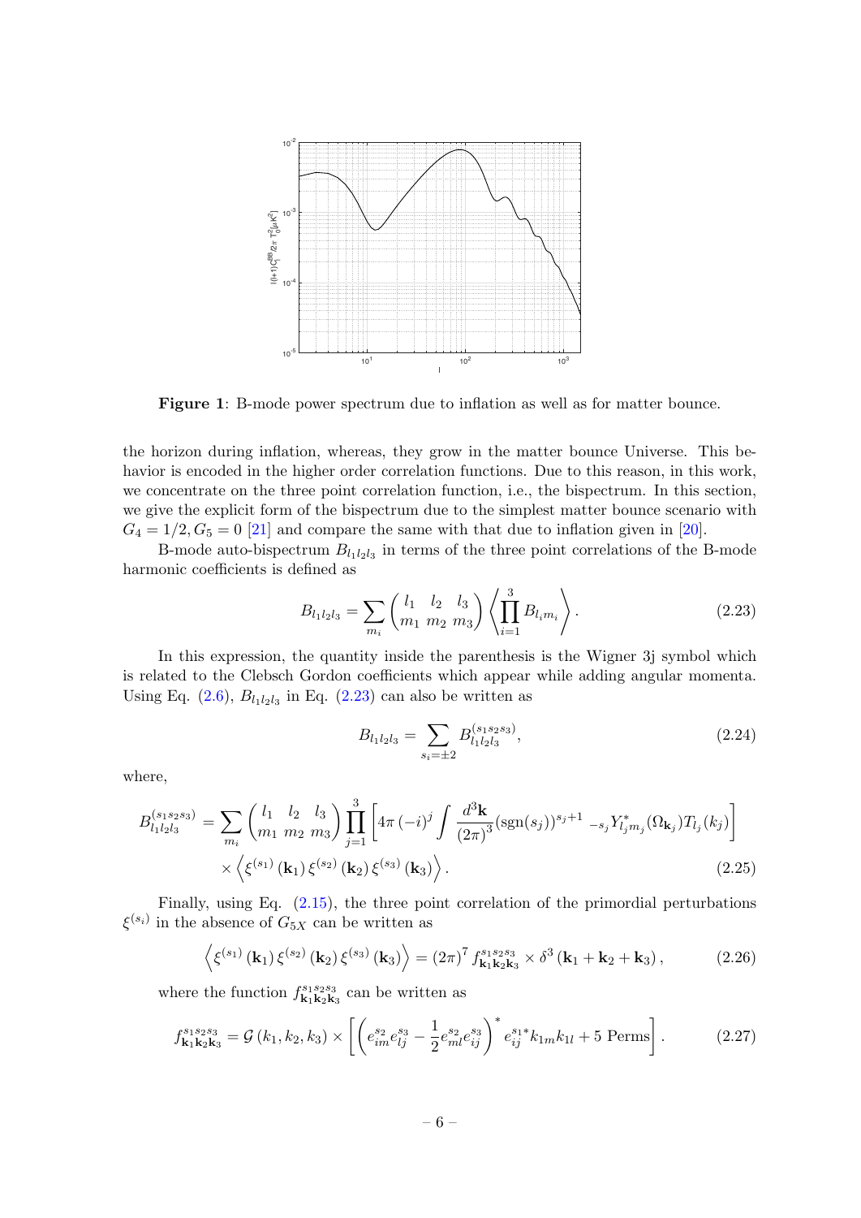**Figure 1**: B-mode power spectrum due to inflation as well as for matter bounce.

the horizon during inflation, whereas, they grow in the matter bounce Universe. This behavior is encoded in the higher order correlation functions. Due to this reason, in this work, we concentrate on the three point correlation function, i.e., the bispectrum. In this section, we give the explicit form of the bispectrum due to the simplest matter bounce scenario with $G_4 = 1/2, G_5 = 0$ [21] and compare the same with that due to inflation given in [20].

B-mode auto-bispectrum $B_{l_1 l_2 l_3}$ in terms of the three point correlations of the B-mode harmonic coefficients is defined as

$$B_{l_1 l_2 l_3} = \sum_{m_i} \begin{pmatrix} l_1 & l_2 & l_3 \\ m_1 & m_2 & m_3 \end{pmatrix} \left\langle \prod_{i=1}^{3} B_{l_i m_i} \right\rangle . \tag{2.23}$$

In this expression, the quantity inside the parenthesis is the Wigner 3j symbol which is related to the Clebsch Gordon coefficients which appear while adding angular momenta. Using Eq. (2.6), $B_{l_1 l_2 l_3}$ in Eq. (2.23) can also be written as

$$B_{l_1 l_2 l_3} = \sum_{s_i = \pm 2} B^{(s_1 s_2 s_3)}_{l_1 l_2 l_3}, \tag{2.24}$$

where,

$$\begin{aligned} B^{(s_1 s_2 s_3)}_{l_1 l_2 l_3} = & \sum_{m_i} \begin{pmatrix} l_1 & l_2 & l_3 \\ m_1 & m_2 & m_3 \end{pmatrix} \prod_{j=1}^{3} \left[ 4\pi \left(-i\right)^j \int \frac{d^3\mathbf{k}}{(2\pi)^3} (\mathrm{sgn}(s_j))^{s_j+1} \; {}_{-s_j}Y^*_{l_j m_j}(\Omega_{\mathbf{k}_j}) T_{l_j}(k_j) \right] \\ & \times \left\langle \xi^{(s_1)}\left(\mathbf{k}_1\right) \xi^{(s_2)}\left(\mathbf{k}_2\right) \xi^{(s_3)}\left(\mathbf{k}_3\right) \right\rangle . \end{aligned} \tag{2.25}$$

Finally, using Eq. (2.15), the three point correlation of the primordial perturbations $\xi^{(s_i)}$ in the absence of $G_{5X}$ can be written as

$$\left\langle \xi^{(s_1)}\left(\mathbf{k}_1\right) \xi^{(s_2)}\left(\mathbf{k}_2\right) \xi^{(s_3)}\left(\mathbf{k}_3\right) \right\rangle = (2\pi)^7 f^{s_1 s_2 s_3}_{\mathbf{k}_1 \mathbf{k}_2 \mathbf{k}_3} \times \delta^3\left(\mathbf{k}_1 + \mathbf{k}_2 + \mathbf{k}_3\right), \tag{2.26}$$

where the function $f^{s_1 s_2 s_3}_{\mathbf{k}_1 \mathbf{k}_2 \mathbf{k}_3}$ can be written as

$$f^{s_1 s_2 s_3}_{\mathbf{k}_1 \mathbf{k}_2 \mathbf{k}_3} = \mathcal{G}\left(k_1, k_2, k_3\right) \times \left[ \left( e^{s_2}_{im} e^{s_3}_{lj} - \frac{1}{2} e^{s_2}_{ml} e^{s_3}_{ij} \right)^* e^{s_1 *}_{ij} k_{1m} k_{1l} + 5 \text{ Perms} \right] . \tag{2.27}$$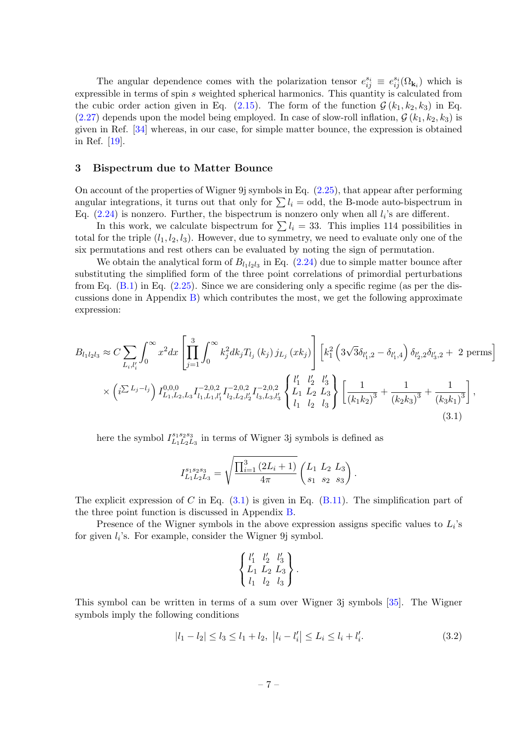The angular dependence comes with the polarization tensor $e_{ij}^{s_i} \equiv e_{ij}^{s_i}(\Omega_{\mathbf{k}_i})$ which is expressible in terms of spin $s$ weighted spherical harmonics. This quantity is calculated from the cubic order action given in Eq. (2.15). The form of the function $\mathcal{G}(k_1, k_2, k_3)$ in Eq. (2.27) depends upon the model being employed. In case of slow-roll inflation, $\mathcal{G}(k_1, k_2, k_3)$ is given in Ref. [34] whereas, in our case, for simple matter bounce, the expression is obtained in Ref. [19].

## 3 Bispectrum due to Matter Bounce

On account of the properties of Wigner 9j symbols in Eq. (2.25), that appear after performing angular integrations, it turns out that only for $\sum l_i =$ odd, the B-mode auto-bispectrum in Eq. (2.24) is nonzero. Further, the bispectrum is nonzero only when all $l_i$'s are different.

In this work, we calculate bispectrum for $\sum l_i = 33$. This implies 114 possibilities in total for the triple $(l_1, l_2, l_3)$. However, due to symmetry, we need to evaluate only one of the six permutations and rest others can be evaluated by noting the sign of permutation.

We obtain the analytical form of $B_{l_1 l_2 l_3}$ in Eq. (2.24) due to simple matter bounce after substituting the simplified form of the three point correlations of primordial perturbations from Eq. (B.1) in Eq. (2.25). Since we are considering only a specific regime (as per the discussions done in Appendix B) which contributes the most, we get the following approximate expression:

$$
\begin{aligned}
B_{l_1 l_2 l_3} \approx C \sum_{L_i, l_i'} \int_0^\infty x^2 dx \left[ \prod_{j=1}^{3} \int_0^\infty k_j^2 dk_j T_{l_j}(k_j) j_{L_j}(x k_j) \right] \left[ k_1^2 \left( 3\sqrt{3}\delta_{l_1',2} - \delta_{l_1',4} \right) \delta_{l_2',2} \delta_{l_3',2} + \text{ 2 perms} \right] \\
\times \left( i^{\sum L_j - l_j} \right) I^{0,0,0}_{L_1,L_2,L_3} I^{-2,0,2}_{l_1,L_1,l_1'} I^{-2,0,2}_{l_2,L_2,l_2'} I^{-2,0,2}_{l_3,L_3,l_3'} \begin{Bmatrix} l_1' & l_2' & l_3' \\ L_1 & L_2 & L_3 \\ l_1 & l_2 & l_3 \end{Bmatrix} \left[ \frac{1}{(k_1 k_2)^3} + \frac{1}{(k_2 k_3)^3} + \frac{1}{(k_3 k_1)^3} \right],
\end{aligned}
\tag{3.1}
$$

here the symbol $I^{s_1 s_2 s_3}_{L_1 L_2 L_3}$ in terms of Wigner 3j symbols is defined as

$$
I^{s_1 s_2 s_3}_{L_1 L_2 L_3} = \sqrt{\frac{\prod_{i=1}^{3} (2L_i + 1)}{4\pi}} \begin{pmatrix} L_1 & L_2 & L_3 \\ s_1 & s_2 & s_3 \end{pmatrix}.
$$

The explicit expression of $C$ in Eq. (3.1) is given in Eq. (B.11). The simplification part of the three point function is discussed in Appendix B.

Presence of the Wigner symbols in the above expression assigns specific values to $L_i$'s for given $l_i$'s. For example, consider the Wigner 9j symbol.

$$
\begin{Bmatrix} l_1' & l_2' & l_3' \\ L_1 & L_2 & L_3 \\ l_1 & l_2 & l_3 \end{Bmatrix}.
$$

This symbol can be written in terms of a sum over Wigner 3j symbols [35]. The Wigner symbols imply the following conditions

$$
|l_1 - l_2| \le l_3 \le l_1 + l_2, \; \left| l_i - l_i' \right| \le L_i \le l_i + l_i'. \tag{3.2}
$$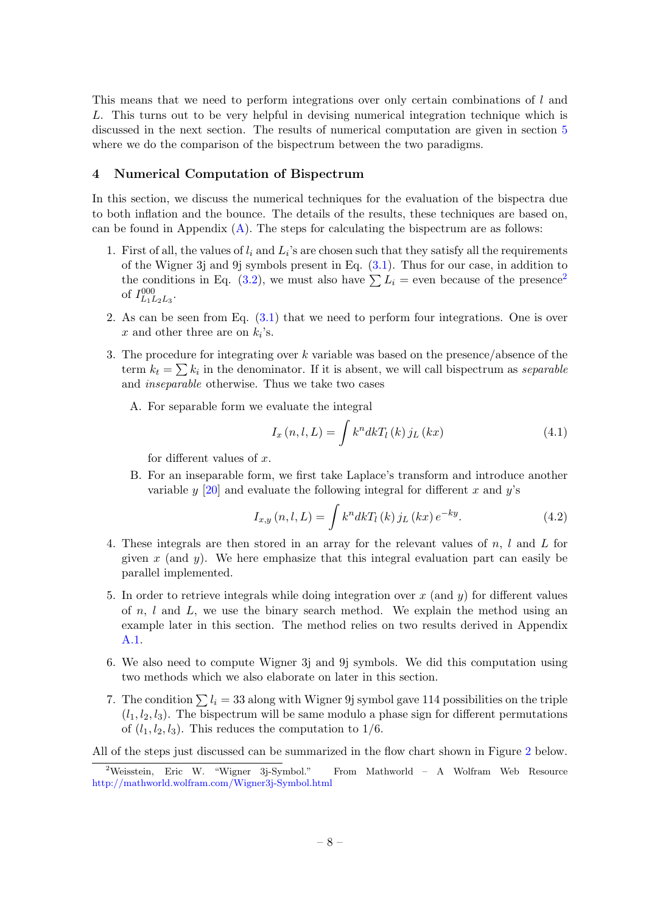This means that we need to perform integrations over only certain combinations of $l$ and $L$. This turns out to be very helpful in devising numerical integration technique which is discussed in the next section. The results of numerical computation are given in section 5 where we do the comparison of the bispectrum between the two paradigms.

## 4 Numerical Computation of Bispectrum

In this section, we discuss the numerical techniques for the evaluation of the bispectra due to both inflation and the bounce. The details of the results, these techniques are based on, can be found in Appendix (A). The steps for calculating the bispectrum are as follows:

1. First of all, the values of $l_i$ and $L_i$'s are chosen such that they satisfy all the requirements of the Wigner 3j and 9j symbols present in Eq. (3.1). Thus for our case, in addition to the conditions in Eq. (3.2), we must also have $\sum L_i$ = even because of the presence[2] of $I^{000}_{L_1 L_2 L_3}$.

2. As can be seen from Eq. (3.1) that we need to perform four integrations. One is over $x$ and other three are on $k_i$'s.

3. The procedure for integrating over $k$ variable was based on the presence/absence of the term $k_t = \sum k_i$ in the denominator. If it is absent, we will call bispectrum as *separable* and *inseparable* otherwise. Thus we take two cases

   A. For separable form we evaluate the integral
   $$I_x(n, l, L) = \int k^n dk T_l(k) j_L(kx) \tag{4.1}$$
   for different values of $x$.

   B. For an inseparable form, we first take Laplace's transform and introduce another variable $y$ [20] and evaluate the following integral for different $x$ and $y$'s
   $$I_{x,y}(n, l, L) = \int k^n dk T_l(k) j_L(kx) e^{-ky}. \tag{4.2}$$

4. These integrals are then stored in an array for the relevant values of $n$, $l$ and $L$ for given $x$ (and $y$). We here emphasize that this integral evaluation part can easily be parallel implemented.

5. In order to retrieve integrals while doing integration over $x$ (and $y$) for different values of $n$, $l$ and $L$, we use the binary search method. We explain the method using an example later in this section. The method relies on two results derived in Appendix A.1.

6. We also need to compute Wigner 3j and 9j symbols. We did this computation using two methods which we also elaborate on later in this section.

7. The condition $\sum l_i = 33$ along with Wigner 9j symbol gave 114 possibilities on the triple $(l_1, l_2, l_3)$. The bispectrum will be same modulo a phase sign for different permutations of $(l_1, l_2, l_3)$. This reduces the computation to 1/6.

All of the steps just discussed can be summarized in the flow chart shown in Figure 2 below.

[2] Weisstein, Eric W. "Wigner 3j-Symbol." From Mathworld – A Wolfram Web Resource http://mathworld.wolfram.com/Wigner3j-Symbol.html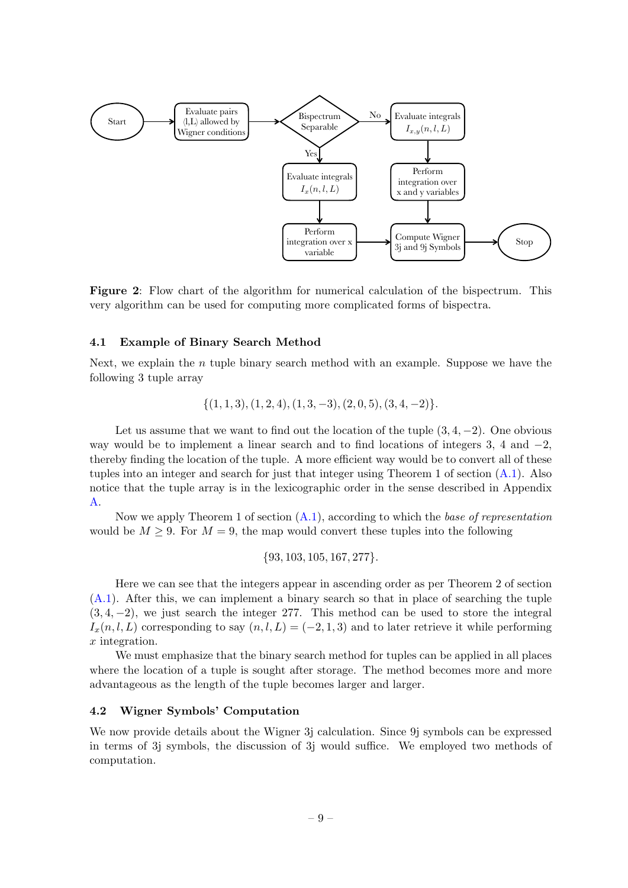Figure 2: Flow chart of the algorithm for numerical calculation of the bispectrum. This very algorithm can be used for computing more complicated forms of bispectra.

### 4.1 Example of Binary Search Method

Next, we explain the $n$ tuple binary search method with an example. Suppose we have the following 3 tuple array

$$\{(1,1,3),(1,2,4),(1,3,-3),(2,0,5),(3,4,-2)\}.$$

Let us assume that we want to find out the location of the tuple $(3,4,-2)$. One obvious way would be to implement a linear search and to find locations of integers 3, 4 and $-2$, thereby finding the location of the tuple. A more efficient way would be to convert all of these tuples into an integer and search for just that integer using Theorem 1 of section (A.1). Also notice that the tuple array is in the lexicographic order in the sense described in Appendix A.

Now we apply Theorem 1 of section (A.1), according to which the *base of representation* would be $M \geq 9$. For $M = 9$, the map would convert these tuples into the following

$$\{93, 103, 105, 167, 277\}.$$

Here we can see that the integers appear in ascending order as per Theorem 2 of section (A.1). After this, we can implement a binary search so that in place of searching the tuple $(3,4,-2)$, we just search the integer 277. This method can be used to store the integral $I_x(n,l,L)$ corresponding to say $(n,l,L) = (-2,1,3)$ and to later retrieve it while performing $x$ integration.

We must emphasize that the binary search method for tuples can be applied in all places where the location of a tuple is sought after storage. The method becomes more and more advantageous as the length of the tuple becomes larger and larger.

### 4.2 Wigner Symbols' Computation

We now provide details about the Wigner 3j calculation. Since 9j symbols can be expressed in terms of 3j symbols, the discussion of 3j would suffice. We employed two methods of computation.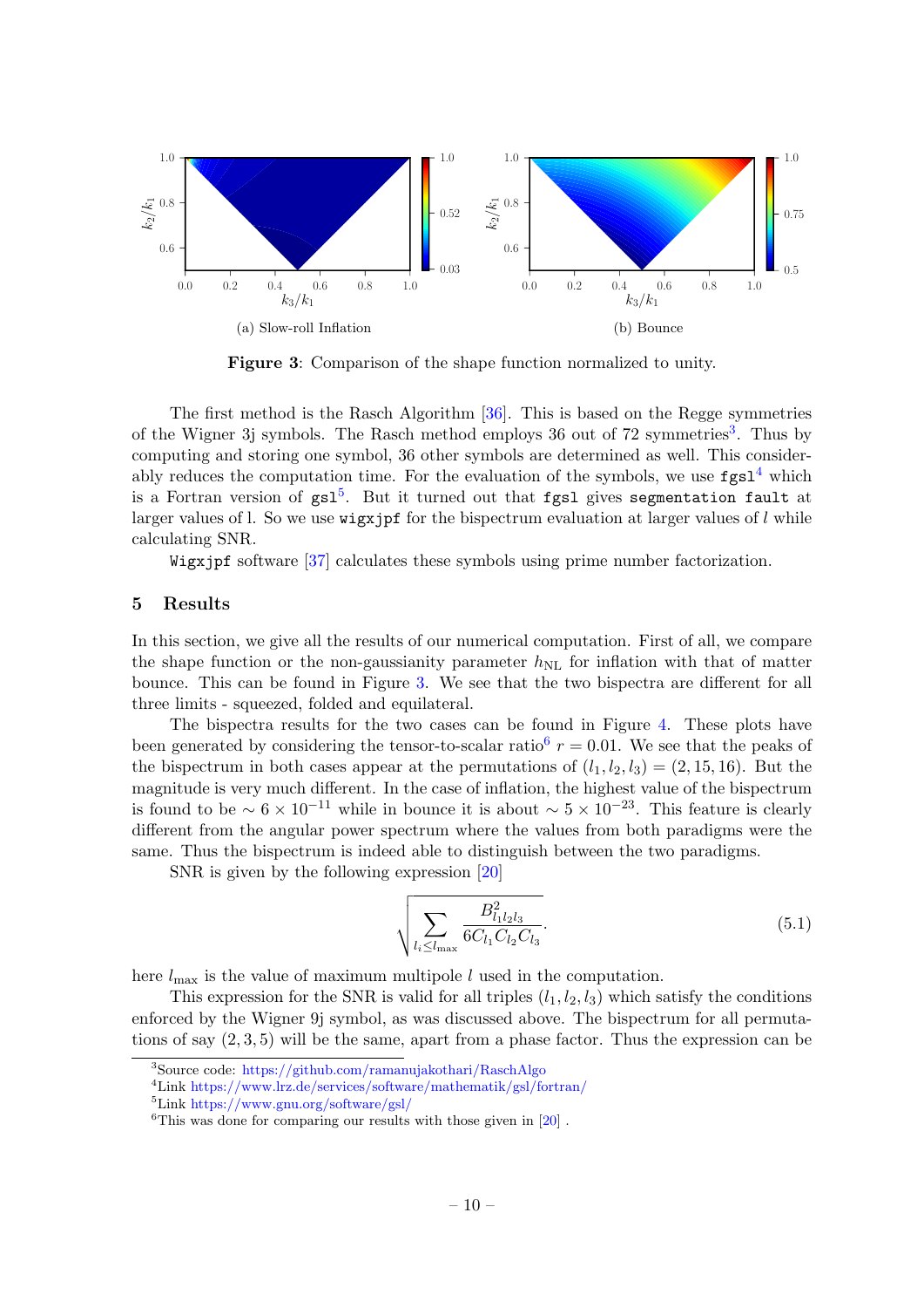(a) Slow-roll Inflation

(b) Bounce

**Figure 3**: Comparison of the shape function normalized to unity.

The first method is the Rasch Algorithm [36]. This is based on the Regge symmetries of the Wigner 3j symbols. The Rasch method employs 36 out of 72 symmetries[3]. Thus by computing and storing one symbol, 36 other symbols are determined as well. This considerably reduces the computation time. For the evaluation of the symbols, we use `fgsl`[4] which is a Fortran version of `gsl`[5]. But it turned out that `fgsl` gives `segmentation fault` at larger values of l. So we use `wigxjpf` for the bispectrum evaluation at larger values of $l$ while calculating SNR.

`Wigxjpf` software [37] calculates these symbols using prime number factorization.

## 5 Results

In this section, we give all the results of our numerical computation. First of all, we compare the shape function or the non-gaussianity parameter $h_{\rm NL}$ for inflation with that of matter bounce. This can be found in Figure 3. We see that the two bispectra are different for all three limits - squeezed, folded and equilateral.

The bispectra results for the two cases can be found in Figure 4. These plots have been generated by considering the tensor-to-scalar ratio[6] $r = 0.01$. We see that the peaks of the bispectrum in both cases appear at the permutations of $(l_1, l_2, l_3) = (2, 15, 16)$. But the magnitude is very much different. In the case of inflation, the highest value of the bispectrum is found to be $\sim 6 \times 10^{-11}$ while in bounce it is about $\sim 5 \times 10^{-23}$. This feature is clearly different from the angular power spectrum where the values from both paradigms were the same. Thus the bispectrum is indeed able to distinguish between the two paradigms.

SNR is given by the following expression [20]

$$\sqrt{\sum_{l_i \leq l_{\rm max}} \frac{B^2_{l_1 l_2 l_3}}{6 C_{l_1} C_{l_2} C_{l_3}}}. \tag{5.1}$$

here $l_{\rm max}$ is the value of maximum multipole $l$ used in the computation.

This expression for the SNR is valid for all triples $(l_1, l_2, l_3)$ which satisfy the conditions enforced by the Wigner 9j symbol, as was discussed above. The bispectrum for all permutations of say $(2, 3, 5)$ will be the same, apart from a phase factor. Thus the expression can be

---

[3] Source code: https://github.com/ramanujakothari/RaschAlgo

[4] Link https://www.lrz.de/services/software/mathematik/gsl/fortran/

[5] Link https://www.gnu.org/software/gsl/

[6] This was done for comparing our results with those given in [20] .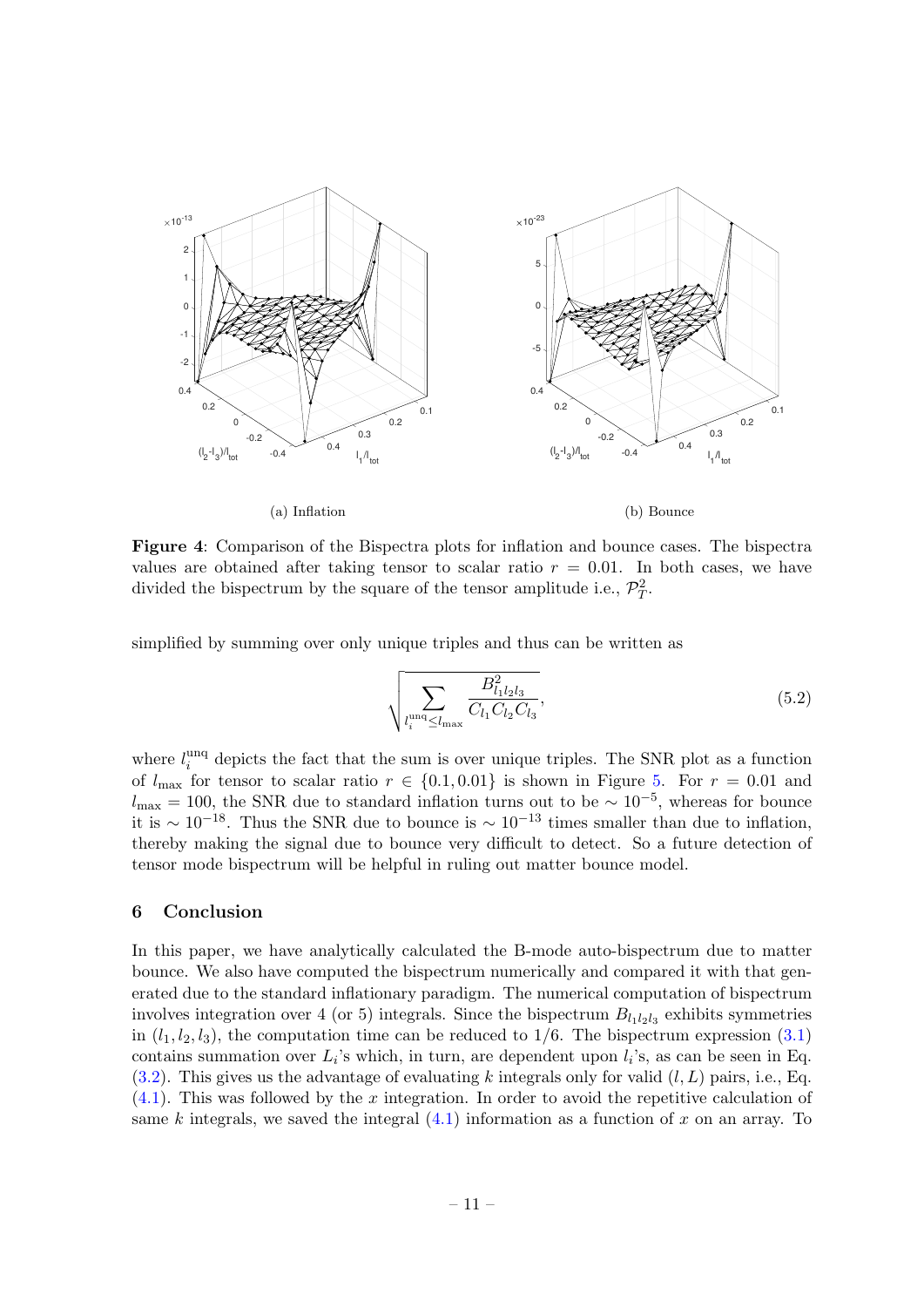(a) Inflation

(b) Bounce

**Figure 4**: Comparison of the Bispectra plots for inflation and bounce cases. The bispectra values are obtained after taking tensor to scalar ratio $r = 0.01$. In both cases, we have divided the bispectrum by the square of the tensor amplitude i.e., $\mathcal{P}_T^2$.

simplified by summing over only unique triples and thus can be written as

$$\sqrt{\sum_{l_i^{\text{unq}} \leq l_{\max}} \frac{B_{l_1 l_2 l_3}^2}{C_{l_1} C_{l_2} C_{l_3}}}, \tag{5.2}$$

where $l_i^{\text{unq}}$ depicts the fact that the sum is over unique triples. The SNR plot as a function of $l_{\max}$ for tensor to scalar ratio $r \in \{0.1, 0.01\}$ is shown in Figure 5. For $r = 0.01$ and $l_{\max} = 100$, the SNR due to standard inflation turns out to be $\sim 10^{-5}$, whereas for bounce it is $\sim 10^{-18}$. Thus the SNR due to bounce is $\sim 10^{-13}$ times smaller than due to inflation, thereby making the signal due to bounce very difficult to detect. So a future detection of tensor mode bispectrum will be helpful in ruling out matter bounce model.

## 6 Conclusion

In this paper, we have analytically calculated the B-mode auto-bispectrum due to matter bounce. We also have computed the bispectrum numerically and compared it with that generated due to the standard inflationary paradigm. The numerical computation of bispectrum involves integration over 4 (or 5) integrals. Since the bispectrum $B_{l_1 l_2 l_3}$ exhibits symmetries in $(l_1, l_2, l_3)$, the computation time can be reduced to 1/6. The bispectrum expression (3.1) contains summation over $L_i$'s which, in turn, are dependent upon $l_i$'s, as can be seen in Eq. (3.2). This gives us the advantage of evaluating $k$ integrals only for valid $(l, L)$ pairs, i.e., Eq. (4.1). This was followed by the $x$ integration. In order to avoid the repetitive calculation of same $k$ integrals, we saved the integral (4.1) information as a function of $x$ on an array. To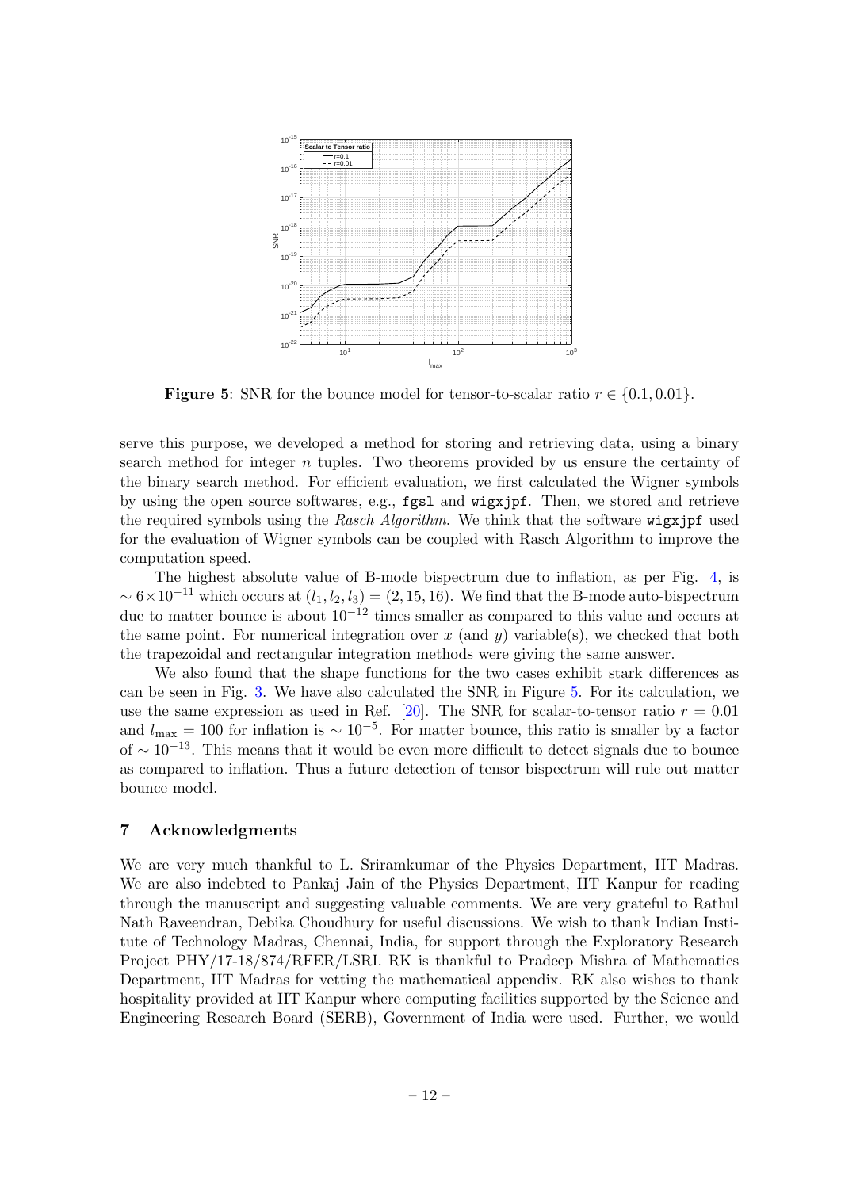**Figure 5**: SNR for the bounce model for tensor-to-scalar ratio $r \in \{0.1, 0.01\}$.

serve this purpose, we developed a method for storing and retrieving data, using a binary search method for integer $n$ tuples. Two theorems provided by us ensure the certainty of the binary search method. For efficient evaluation, we first calculated the Wigner symbols by using the open source softwares, e.g., `fgsl` and `wigxjpf`. Then, we stored and retrieve the required symbols using the *Rasch Algorithm*. We think that the software `wigxjpf` used for the evaluation of Wigner symbols can be coupled with Rasch Algorithm to improve the computation speed.

The highest absolute value of B-mode bispectrum due to inflation, as per Fig. 4, is $\sim 6\times10^{-11}$ which occurs at $(l_1, l_2, l_3) = (2, 15, 16)$. We find that the B-mode auto-bispectrum due to matter bounce is about $10^{-12}$ times smaller as compared to this value and occurs at the same point. For numerical integration over $x$ (and $y$) variable(s), we checked that both the trapezoidal and rectangular integration methods were giving the same answer.

We also found that the shape functions for the two cases exhibit stark differences as can be seen in Fig. 3. We have also calculated the SNR in Figure 5. For its calculation, we use the same expression as used in Ref. [20]. The SNR for scalar-to-tensor ratio $r = 0.01$ and $l_{\max} = 100$ for inflation is $\sim 10^{-5}$. For matter bounce, this ratio is smaller by a factor of $\sim 10^{-13}$. This means that it would be even more difficult to detect signals due to bounce as compared to inflation. Thus a future detection of tensor bispectrum will rule out matter bounce model.

## 7 Acknowledgments

We are very much thankful to L. Sriramkumar of the Physics Department, IIT Madras. We are also indebted to Pankaj Jain of the Physics Department, IIT Kanpur for reading through the manuscript and suggesting valuable comments. We are very grateful to Rathul Nath Raveendran, Debika Choudhury for useful discussions. We wish to thank Indian Institute of Technology Madras, Chennai, India, for support through the Exploratory Research Project PHY/17-18/874/RFER/LSRI. RK is thankful to Pradeep Mishra of Mathematics Department, IIT Madras for vetting the mathematical appendix. RK also wishes to thank hospitality provided at IIT Kanpur where computing facilities supported by the Science and Engineering Research Board (SERB), Government of India were used. Further, we would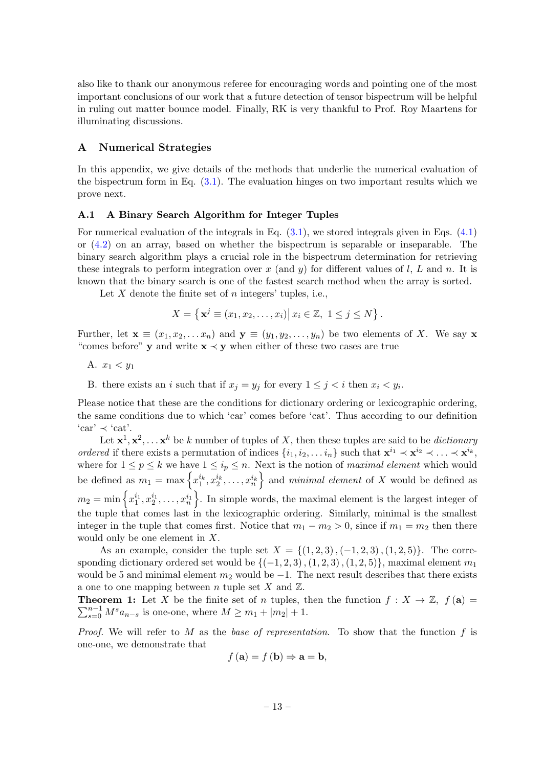also like to thank our anonymous referee for encouraging words and pointing one of the most important conclusions of our work that a future detection of tensor bispectrum will be helpful in ruling out matter bounce model. Finally, RK is very thankful to Prof. Roy Maartens for illuminating discussions.

## A Numerical Strategies

In this appendix, we give details of the methods that underlie the numerical evaluation of the bispectrum form in Eq. (3.1). The evaluation hinges on two important results which we prove next.

### A.1 A Binary Search Algorithm for Integer Tuples

For numerical evaluation of the integrals in Eq. (3.1), we stored integrals given in Eqs. (4.1) or (4.2) on an array, based on whether the bispectrum is separable or inseparable. The binary search algorithm plays a crucial role in the bispectrum determination for retrieving these integrals to perform integration over $x$ (and $y$) for different values of $l$, $L$ and $n$. It is known that the binary search is one of the fastest search method when the array is sorted.

Let $X$ denote the finite set of $n$ integers' tuples, i.e.,

$$X = \left\{ \mathbf{x}^j \equiv (x_1, x_2, \ldots, x_i) \middle| \, x_i \in \mathbb{Z}, \; 1 \leq j \leq N \right\}.$$

Further, let $\mathbf{x} \equiv (x_1, x_2, \ldots x_n)$ and $\mathbf{y} \equiv (y_1, y_2, \ldots, y_n)$ be two elements of $X$. We say $\mathbf{x}$ "comes before" $\mathbf{y}$ and write $\mathbf{x} \prec \mathbf{y}$ when either of these two cases are true

A. $x_1 < y_1$

B. there exists an $i$ such that if $x_j = y_j$ for every $1 \leq j < i$ then $x_i < y_i$.

Please notice that these are the conditions for dictionary ordering or lexicographic ordering, the same conditions due to which 'car' comes before 'cat'. Thus according to our definition 'car' $\prec$ 'cat'.

Let $\mathbf{x}^1, \mathbf{x}^2, \ldots \mathbf{x}^k$ be $k$ number of tuples of $X$, then these tuples are said to be *dictionary ordered* if there exists a permutation of indices $\{i_1, i_2, \ldots i_n\}$ such that $\mathbf{x}^{i_1} \prec \mathbf{x}^{i_2} \prec \ldots \prec \mathbf{x}^{i_k}$, where for $1 \leq p \leq k$ we have $1 \leq i_p \leq n$. Next is the notion of *maximal element* which would be defined as $m_1 = \max\left\{x_1^{i_k}, x_2^{i_k}, \ldots, x_n^{i_k}\right\}$ and *minimal element* of $X$ would be defined as $m_2 = \min\left\{x_1^{i_1}, x_2^{i_1}, \ldots, x_n^{i_1}\right\}$. In simple words, the maximal element is the largest integer of the tuple that comes last in the lexicographic ordering. Similarly, minimal is the smallest integer in the tuple that comes first. Notice that $m_1 - m_2 > 0$, since if $m_1 = m_2$ then there would only be one element in $X$.

As an example, consider the tuple set $X = \{(1,2,3), (-1,2,3), (1,2,5)\}$. The corresponding dictionary ordered set would be $\{(-1,2,3), (1,2,3), (1,2,5)\}$, maximal element $m_1$ would be 5 and minimal element $m_2$ would be $-1$. The next result describes that there exists a one to one mapping between $n$ tuple set $X$ and $\mathbb{Z}$.

**Theorem 1:** Let $X$ be the finite set of $n$ tuples, then the function $f : X \to \mathbb{Z}$, $f(\mathbf{a}) = \sum_{s=0}^{n-1} M^s a_{n-s}$ is one-one, where $M \geq m_1 + |m_2| + 1$.

*Proof.* We will refer to $M$ as the *base of representation*. To show that the function $f$ is one-one, we demonstrate that

$$f(\mathbf{a}) = f(\mathbf{b}) \Rightarrow \mathbf{a} = \mathbf{b},$$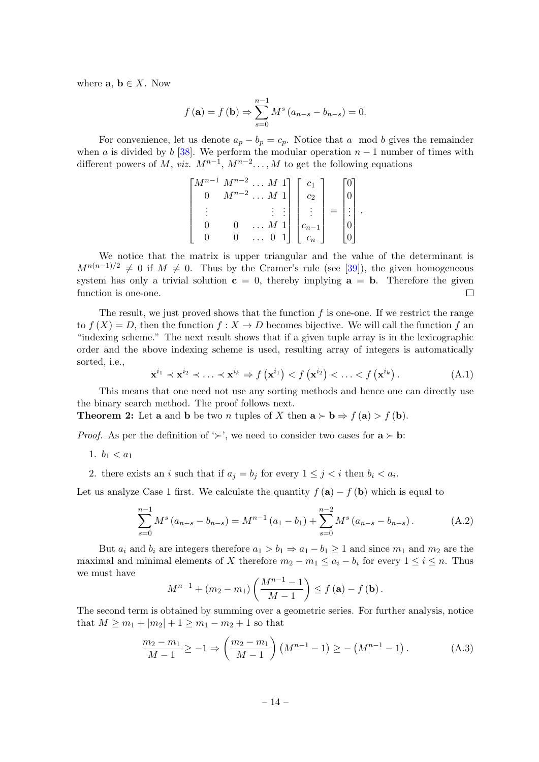where $\mathbf{a}, \mathbf{b} \in X$. Now

$$f(\mathbf{a}) = f(\mathbf{b}) \Rightarrow \sum_{s=0}^{n-1} M^s (a_{n-s} - b_{n-s}) = 0.$$

For convenience, let us denote $a_p - b_p = c_p$. Notice that $a \mod b$ gives the remainder when $a$ is divided by $b$ [38]. We perform the modular operation $n-1$ number of times with different powers of $M$, *viz.* $M^{n-1}$, $M^{n-2} \ldots, M$ to get the following equations

$$\begin{bmatrix} M^{n-1} & M^{n-2} & \ldots & M & 1 \\ 0 & M^{n-2} & \ldots & M & 1 \\ \vdots & & & \vdots & \vdots \\ 0 & 0 & \ldots & M & 1 \\ 0 & 0 & \ldots & 0 & 1 \end{bmatrix} \begin{bmatrix} c_1 \\ c_2 \\ \vdots \\ c_{n-1} \\ c_n \end{bmatrix} = \begin{bmatrix} 0 \\ 0 \\ \vdots \\ 0 \\ 0 \end{bmatrix}.$$

We notice that the matrix is upper triangular and the value of the determinant is $M^{n(n-1)/2} \neq 0$ if $M \neq 0$. Thus by the Cramer's rule (see [39]), the given homogeneous system has only a trivial solution $\mathbf{c} = 0$, thereby implying $\mathbf{a} = \mathbf{b}$. Therefore the given function is one-one. □

The result, we just proved shows that the function $f$ is one-one. If we restrict the range to $f(X) = D$, then the function $f : X \to D$ becomes bijective. We will call the function $f$ an "indexing scheme." The next result shows that if a given tuple array is in the lexicographic order and the above indexing scheme is used, resulting array of integers is automatically sorted, i.e.,

$$\mathbf{x}^{i_1} \prec \mathbf{x}^{i_2} \prec \ldots \prec \mathbf{x}^{i_k} \Rightarrow f\left(\mathbf{x}^{i_1}\right) < f\left(\mathbf{x}^{i_2}\right) < \ldots < f\left(\mathbf{x}^{i_k}\right). \tag{A.1}$$

This means that one need not use any sorting methods and hence one can directly use the binary search method. The proof follows next.

**Theorem 2:** Let $\mathbf{a}$ and $\mathbf{b}$ be two $n$ tuples of $X$ then $\mathbf{a} \succ \mathbf{b} \Rightarrow f(\mathbf{a}) > f(\mathbf{b})$.

*Proof.* As per the definition of '$\succ$', we need to consider two cases for $\mathbf{a} \succ \mathbf{b}$:

1. $b_1 < a_1$
2. there exists an $i$ such that if $a_j = b_j$ for every $1 \leq j < i$ then $b_i < a_i$.

Let us analyze Case 1 first. We calculate the quantity $f(\mathbf{a}) - f(\mathbf{b})$ which is equal to

$$\sum_{s=0}^{n-1} M^s (a_{n-s} - b_{n-s}) = M^{n-1}(a_1 - b_1) + \sum_{s=0}^{n-2} M^s (a_{n-s} - b_{n-s}). \tag{A.2}$$

But $a_i$ and $b_i$ are integers therefore $a_1 > b_1 \Rightarrow a_1 - b_1 \geq 1$ and since $m_1$ and $m_2$ are the maximal and minimal elements of $X$ therefore $m_2 - m_1 \leq a_i - b_i$ for every $1 \leq i \leq n$. Thus we must have

$$M^{n-1} + (m_2 - m_1)\left(\frac{M^{n-1} - 1}{M - 1}\right) \leq f(\mathbf{a}) - f(\mathbf{b}).$$

The second term is obtained by summing over a geometric series. For further analysis, notice that $M \geq m_1 + |m_2| + 1 \geq m_1 - m_2 + 1$ so that

$$\frac{m_2 - m_1}{M - 1} \geq -1 \Rightarrow \left(\frac{m_2 - m_1}{M - 1}\right)\left(M^{n-1} - 1\right) \geq -\left(M^{n-1} - 1\right). \tag{A.3}$$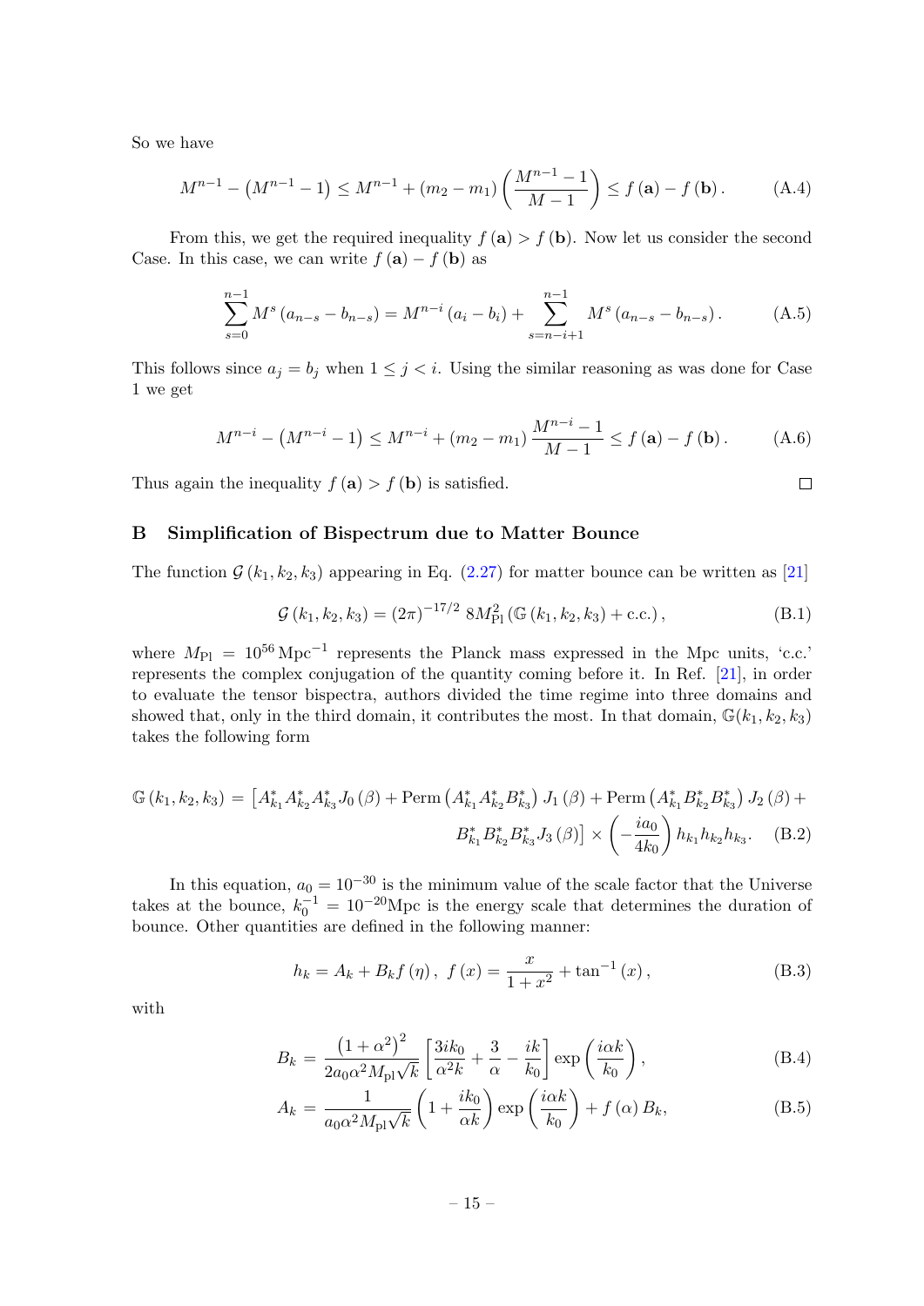So we have

$$M^{n-1} - \left(M^{n-1} - 1\right) \leq M^{n-1} + (m_2 - m_1)\left(\frac{M^{n-1} - 1}{M - 1}\right) \leq f(\mathbf{a}) - f(\mathbf{b}). \tag{A.4}$$

From this, we get the required inequality $f(\mathbf{a}) > f(\mathbf{b})$. Now let us consider the second Case. In this case, we can write $f(\mathbf{a}) - f(\mathbf{b})$ as

$$\sum_{s=0}^{n-1} M^s (a_{n-s} - b_{n-s}) = M^{n-i}(a_i - b_i) + \sum_{s=n-i+1}^{n-1} M^s (a_{n-s} - b_{n-s}). \tag{A.5}$$

This follows since $a_j = b_j$ when $1 \leq j < i$. Using the similar reasoning as was done for Case 1 we get

$$M^{n-i} - \left(M^{n-i} - 1\right) \leq M^{n-i} + (m_2 - m_1)\frac{M^{n-i} - 1}{M - 1} \leq f(\mathbf{a}) - f(\mathbf{b}). \tag{A.6}$$

Thus again the inequality $f(\mathbf{a}) > f(\mathbf{b})$ is satisfied. □

## B Simplification of Bispectrum due to Matter Bounce

The function $\mathcal{G}(k_1, k_2, k_3)$ appearing in Eq. (2.27) for matter bounce can be written as [21]

$$\mathcal{G}(k_1, k_2, k_3) = (2\pi)^{-17/2}\, 8M_{\rm Pl}^2 \left(\mathbb{G}(k_1, k_2, k_3) + \text{c.c.}\right), \tag{B.1}$$

where $M_{\rm Pl} = 10^{56}\,\text{Mpc}^{-1}$ represents the Planck mass expressed in the Mpc units, 'c.c.' represents the complex conjugation of the quantity coming before it. In Ref. [21], in order to evaluate the tensor bispectra, authors divided the time regime into three domains and showed that, only in the third domain, it contributes the most. In that domain, $\mathbb{G}(k_1, k_2, k_3)$ takes the following form

$$\begin{aligned}\mathbb{G}(k_1, k_2, k_3) = \Big[&A_{k_1}^* A_{k_2}^* A_{k_3}^* J_0(\beta) + \text{Perm}\left(A_{k_1}^* A_{k_2}^* B_{k_3}^*\right) J_1(\beta) + \text{Perm}\left(A_{k_1}^* B_{k_2}^* B_{k_3}^*\right) J_2(\beta) + \\ &B_{k_1}^* B_{k_2}^* B_{k_3}^* J_3(\beta)\Big] \times \left(-\frac{i a_0}{4 k_0}\right) h_{k_1} h_{k_2} h_{k_3}.\end{aligned} \tag{B.2}$$

In this equation, $a_0 = 10^{-30}$ is the minimum value of the scale factor that the Universe takes at the bounce, $k_0^{-1} = 10^{-20}$Mpc is the energy scale that determines the duration of bounce. Other quantities are defined in the following manner:

$$h_k = A_k + B_k f(\eta), \; f(x) = \frac{x}{1 + x^2} + \tan^{-1}(x), \tag{B.3}$$

with

$$B_k = \frac{\left(1 + \alpha^2\right)^2}{2 a_0 \alpha^2 M_{\rm pl}\sqrt{k}}\left[\frac{3 i k_0}{\alpha^2 k} + \frac{3}{\alpha} - \frac{i k}{k_0}\right]\exp\left(\frac{i \alpha k}{k_0}\right), \tag{B.4}$$

$$A_k = \frac{1}{a_0 \alpha^2 M_{\rm pl}\sqrt{k}}\left(1 + \frac{i k_0}{\alpha k}\right)\exp\left(\frac{i \alpha k}{k_0}\right) + f(\alpha) B_k, \tag{B.5}$$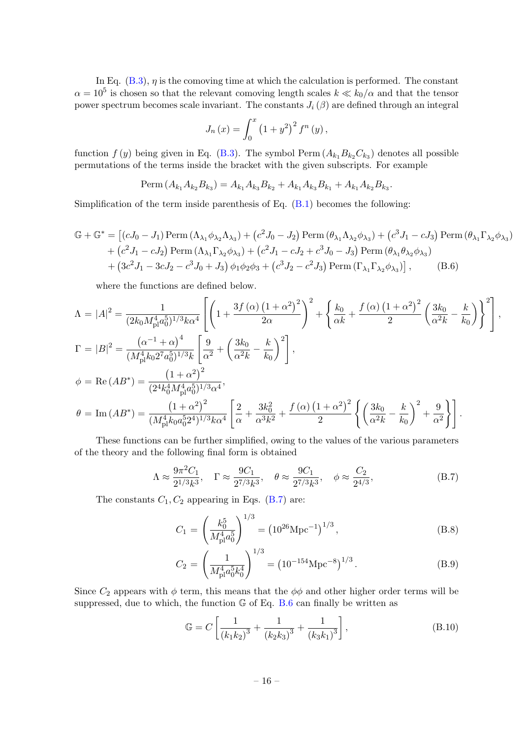In Eq. (B.3), $\eta$ is the comoving time at which the calculation is performed. The constant $\alpha = 10^5$ is chosen so that the relevant comoving length scales $k \ll k_0/\alpha$ and that the tensor power spectrum becomes scale invariant. The constants $J_i(\beta)$ are defined through an integral

$$J_n(x) = \int_0^x \left(1+y^2\right)^2 f^n(y),$$

function $f(y)$ being given in Eq. (B.3). The symbol $\mathrm{Perm}\left(A_{k_1} B_{k_2} C_{k_3}\right)$ denotes all possible permutations of the terms inside the bracket with the given subscripts. For example

$$\mathrm{Perm}\left(A_{k_1} A_{k_2} B_{k_3}\right) = A_{k_1} A_{k_3} B_{k_2} + A_{k_1} A_{k_3} B_{k_1} + A_{k_1} A_{k_2} B_{k_3}.$$

Simplification of the term inside parenthesis of Eq. (B.1) becomes the following:

$$\begin{aligned}
\mathbb{G} + \mathbb{G}^* = \big[ & (cJ_0 - J_1)\,\mathrm{Perm}\left(\Lambda_{\lambda_1}\phi_{\lambda_2}\Lambda_{\lambda_3}\right) + \left(c^2 J_0 - J_2\right)\mathrm{Perm}\left(\theta_{\lambda_1}\Lambda_{\lambda_2}\phi_{\lambda_3}\right) + \left(c^3 J_1 - cJ_3\right)\mathrm{Perm}\left(\theta_{\lambda_1}\Gamma_{\lambda_2}\phi_{\lambda_3}\right) \\
& + \left(c^2 J_1 - cJ_2\right)\mathrm{Perm}\left(\Lambda_{\lambda_1}\Gamma_{\lambda_2}\phi_{\lambda_3}\right) + \left(c^2 J_1 - cJ_2 + c^3 J_0 - J_3\right)\mathrm{Perm}\left(\theta_{\lambda_1}\theta_{\lambda_2}\phi_{\lambda_3}\right) \\
& + \left(3c^2 J_1 - 3cJ_2 - c^3 J_0 + J_3\right)\phi_1\phi_2\phi_3 + \left(c^3 J_2 - c^2 J_3\right)\mathrm{Perm}\left(\Gamma_{\lambda_1}\Gamma_{\lambda_2}\phi_{\lambda_3}\right)\big], \qquad \text{(B.6)}
\end{aligned}$$

where the functions are defined below.

$$\begin{aligned}
\Lambda &= |A|^2 = \frac{1}{(2k_0 M_{\rm pl}^4 a_0^5)^{1/3} k\alpha^4}\left[\left(1 + \frac{3f(\alpha)\left(1+\alpha^2\right)^2}{2\alpha}\right)^2 + \left\{\frac{k_0}{\alpha k} + \frac{f(\alpha)\left(1+\alpha^2\right)^2}{2}\left(\frac{3k_0}{\alpha^2 k} - \frac{k}{k_0}\right)\right\}^2\right], \\
\Gamma &= |B|^2 = \frac{\left(\alpha^{-1}+\alpha\right)^4}{(M_{\rm pl}^4 k_0 2^7 a_0^5)^{1/3} k}\left[\frac{9}{\alpha^2} + \left(\frac{3k_0}{\alpha^2 k} - \frac{k}{k_0}\right)^2\right], \\
\phi &= \mathrm{Re}\left(AB^*\right) = \frac{\left(1+\alpha^2\right)^2}{(2^4 k_0^4 M_{\rm pl}^4 a_0^5)^{1/3}\alpha^4}, \\
\theta &= \mathrm{Im}\left(AB^*\right) = \frac{\left(1+\alpha^2\right)^2}{(M_{\rm pl}^4 k_0 a_0^5 2^4)^{1/3} k\alpha^4}\left[\frac{2}{\alpha} + \frac{3k_0^2}{\alpha^3 k^2} + \frac{f(\alpha)\left(1+\alpha^2\right)^2}{2}\left\{\left(\frac{3k_0}{\alpha^2 k} - \frac{k}{k_0}\right)^2 + \frac{9}{\alpha^2}\right\}\right].
\end{aligned}$$

These functions can be further simplified, owing to the values of the various parameters of the theory and the following final form is obtained

$$\Lambda \approx \frac{9\pi^2 C_1}{2^{1/3}k^3}, \quad \Gamma \approx \frac{9C_1}{2^{7/3}k^3}, \quad \theta \approx \frac{9C_1}{2^{7/3}k^3}, \quad \phi \approx \frac{C_2}{2^{4/3}}, \qquad \text{(B.7)}$$

The constants $C_1, C_2$ appearing in Eqs. (B.7) are:

$$C_1 = \left(\frac{k_0^5}{M_{\rm pl}^4 a_0^5}\right)^{1/3} = \left(10^{26}\mathrm{Mpc}^{-1}\right)^{1/3}, \qquad \text{(B.8)}$$

$$C_2 = \left(\frac{1}{M_{\rm pl}^4 a_0^5 k_0^4}\right)^{1/3} = \left(10^{-154}\mathrm{Mpc}^{-8}\right)^{1/3}. \qquad \text{(B.9)}$$

Since $C_2$ appears with $\phi$ term, this means that the $\phi\phi$ and other higher order terms will be suppressed, due to which, the function $\mathbb{G}$ of Eq. B.6 can finally be written as

$$\mathbb{G} = C\left[\frac{1}{\left(k_1 k_2\right)^3} + \frac{1}{\left(k_2 k_3\right)^3} + \frac{1}{\left(k_3 k_1\right)^3}\right], \qquad \text{(B.10)}$$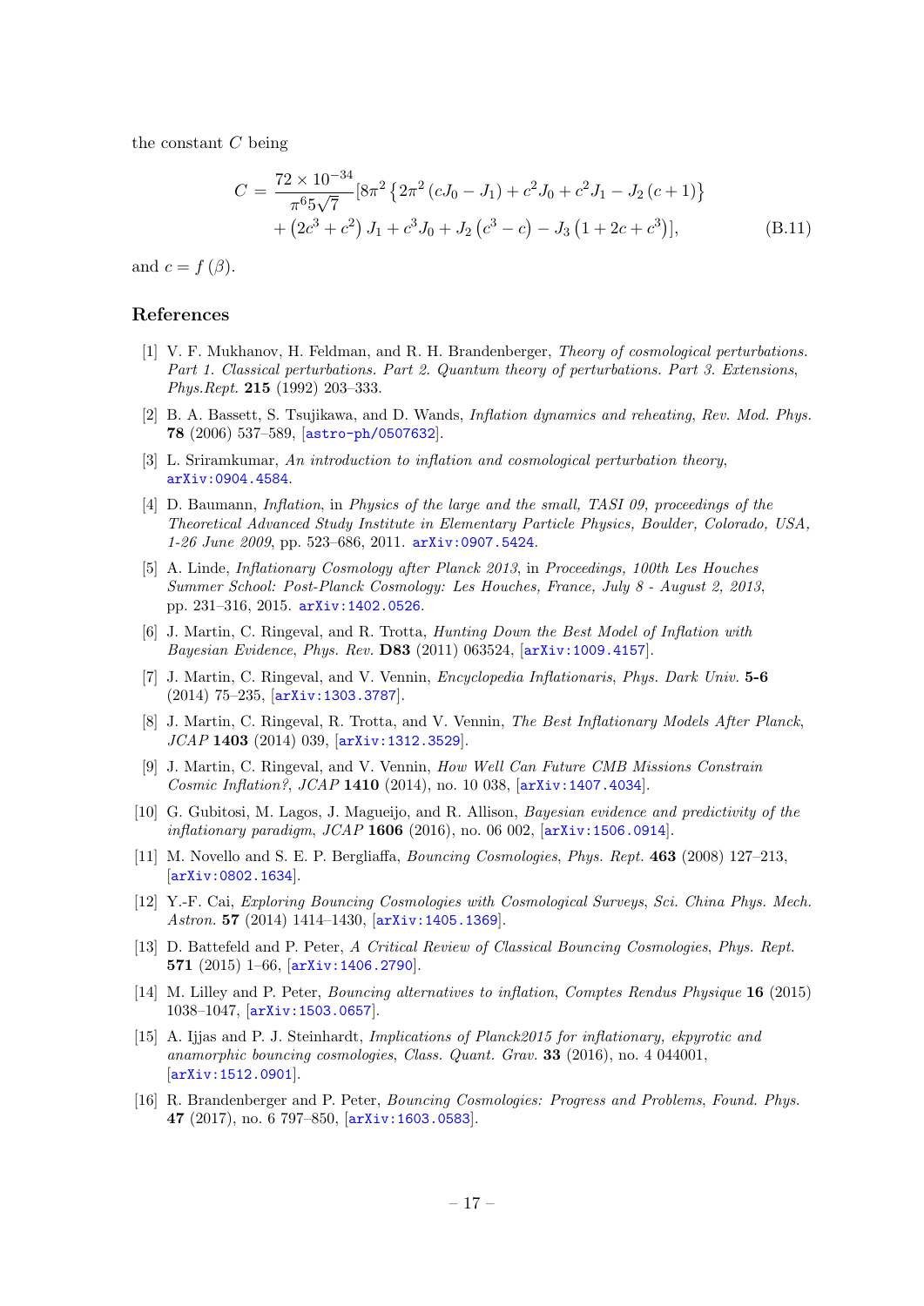the constant $C$ being

$$
\begin{aligned}
C = & \frac{72 \times 10^{-34}}{\pi^6 5\sqrt{7}} [8\pi^2 \left\{2\pi^2 \left(cJ_0 - J_1\right) + c^2 J_0 + c^2 J_1 - J_2 \left(c+1\right)\right\} \\
& + \left(2c^3 + c^2\right) J_1 + c^3 J_0 + J_2 \left(c^3 - c\right) - J_3 \left(1 + 2c + c^3\right)],
\end{aligned} \tag{B.11}
$$

and $c = f(\beta)$.

## References

[1] V. F. Mukhanov, H. Feldman, and R. H. Brandenberger, *Theory of cosmological perturbations. Part 1. Classical perturbations. Part 2. Quantum theory of perturbations. Part 3. Extensions*, *Phys.Rept.* **215** (1992) 203–333.

[2] B. A. Bassett, S. Tsujikawa, and D. Wands, *Inflation dynamics and reheating*, *Rev. Mod. Phys.* **78** (2006) 537–589, [astro-ph/0507632].

[3] L. Sriramkumar, *An introduction to inflation and cosmological perturbation theory*, arXiv:0904.4584.

[4] D. Baumann, *Inflation*, in *Physics of the large and the small, TASI 09, proceedings of the Theoretical Advanced Study Institute in Elementary Particle Physics, Boulder, Colorado, USA, 1-26 June 2009*, pp. 523–686, 2011. arXiv:0907.5424.

[5] A. Linde, *Inflationary Cosmology after Planck 2013*, in *Proceedings, 100th Les Houches Summer School: Post-Planck Cosmology: Les Houches, France, July 8 - August 2, 2013*, pp. 231–316, 2015. arXiv:1402.0526.

[6] J. Martin, C. Ringeval, and R. Trotta, *Hunting Down the Best Model of Inflation with Bayesian Evidence*, *Phys. Rev.* **D83** (2011) 063524, [arXiv:1009.4157].

[7] J. Martin, C. Ringeval, and V. Vennin, *Encyclopædia Inflationaris*, *Phys. Dark Univ.* **5-6** (2014) 75–235, [arXiv:1303.3787].

[8] J. Martin, C. Ringeval, R. Trotta, and V. Vennin, *The Best Inflationary Models After Planck*, *JCAP* **1403** (2014) 039, [arXiv:1312.3529].

[9] J. Martin, C. Ringeval, and V. Vennin, *How Well Can Future CMB Missions Constrain Cosmic Inflation?*, *JCAP* **1410** (2014), no. 10 038, [arXiv:1407.4034].

[10] G. Gubitosi, M. Lagos, J. Magueijo, and R. Allison, *Bayesian evidence and predictivity of the inflationary paradigm*, *JCAP* **1606** (2016), no. 06 002, [arXiv:1506.0914].

[11] M. Novello and S. E. P. Bergliaffa, *Bouncing Cosmologies*, *Phys. Rept.* **463** (2008) 127–213, [arXiv:0802.1634].

[12] Y.-F. Cai, *Exploring Bouncing Cosmologies with Cosmological Surveys*, *Sci. China Phys. Mech. Astron.* **57** (2014) 1414–1430, [arXiv:1405.1369].

[13] D. Battefeld and P. Peter, *A Critical Review of Classical Bouncing Cosmologies*, *Phys. Rept.* **571** (2015) 1–66, [arXiv:1406.2790].

[14] M. Lilley and P. Peter, *Bouncing alternatives to inflation*, *Comptes Rendus Physique* **16** (2015) 1038–1047, [arXiv:1503.0657].

[15] A. Ijjas and P. J. Steinhardt, *Implications of Planck2015 for inflationary, ekpyrotic and anamorphic bouncing cosmologies*, *Class. Quant. Grav.* **33** (2016), no. 4 044001, [arXiv:1512.0901].

[16] R. Brandenberger and P. Peter, *Bouncing Cosmologies: Progress and Problems*, *Found. Phys.* **47** (2017), no. 6 797–850, [arXiv:1603.0583].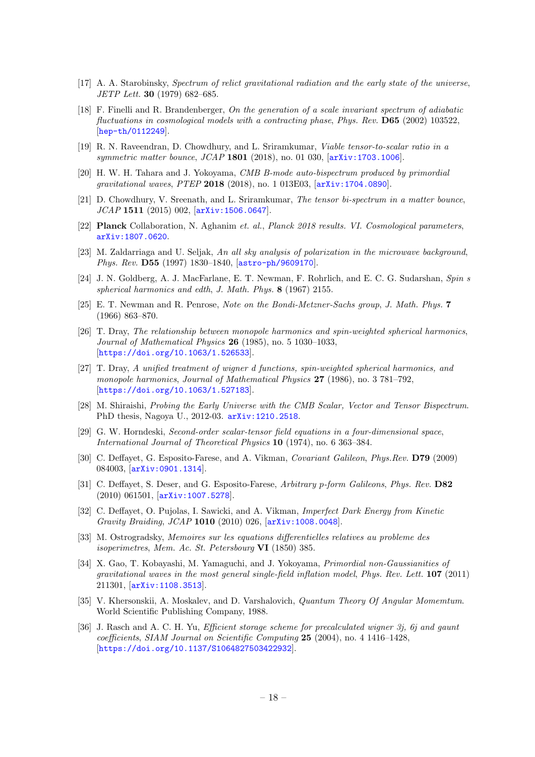[17] A. A. Starobinsky, *Spectrum of relict gravitational radiation and the early state of the universe*, *JETP Lett.* **30** (1979) 682–685.

[18] F. Finelli and R. Brandenberger, *On the generation of a scale invariant spectrum of adiabatic fluctuations in cosmological models with a contracting phase*, *Phys. Rev.* **D65** (2002) 103522, [hep-th/0112249].

[19] R. N. Raveendran, D. Chowdhury, and L. Sriramkumar, *Viable tensor-to-scalar ratio in a symmetric matter bounce*, *JCAP* **1801** (2018), no. 01 030, [arXiv:1703.1006].

[20] H. W. H. Tahara and J. Yokoyama, *CMB B-mode auto-bispectrum produced by primordial gravitational waves*, *PTEP* **2018** (2018), no. 1 013E03, [arXiv:1704.0890].

[21] D. Chowdhury, V. Sreenath, and L. Sriramkumar, *The tensor bi-spectrum in a matter bounce*, *JCAP* **1511** (2015) 002, [arXiv:1506.0647].

[22] **Planck** Collaboration, N. Aghanim *et. al.*, *Planck 2018 results. VI. Cosmological parameters*, arXiv:1807.0620.

[23] M. Zaldarriaga and U. Seljak, *An all sky analysis of polarization in the microwave background*, *Phys. Rev.* **D55** (1997) 1830–1840, [astro-ph/9609170].

[24] J. N. Goldberg, A. J. MacFarlane, E. T. Newman, F. Rohrlich, and E. C. G. Sudarshan, *Spin s spherical harmonics and edth*, *J. Math. Phys.* **8** (1967) 2155.

[25] E. T. Newman and R. Penrose, *Note on the Bondi-Metzner-Sachs group*, *J. Math. Phys.* **7** (1966) 863–870.

[26] T. Dray, *The relationship between monopole harmonics and spin-weighted spherical harmonics*, *Journal of Mathematical Physics* **26** (1985), no. 5 1030–1033, [https://doi.org/10.1063/1.526533].

[27] T. Dray, *A unified treatment of wigner d functions, spin-weighted spherical harmonics, and monopole harmonics*, *Journal of Mathematical Physics* **27** (1986), no. 3 781–792, [https://doi.org/10.1063/1.527183].

[28] M. Shiraishi, *Probing the Early Universe with the CMB Scalar, Vector and Tensor Bispectrum*. PhD thesis, Nagoya U., 2012-03. arXiv:1210.2518.

[29] G. W. Horndeski, *Second-order scalar-tensor field equations in a four-dimensional space*, *International Journal of Theoretical Physics* **10** (1974), no. 6 363–384.

[30] C. Deffayet, G. Esposito-Farese, and A. Vikman, *Covariant Galileon*, *Phys.Rev.* **D79** (2009) 084003, [arXiv:0901.1314].

[31] C. Deffayet, S. Deser, and G. Esposito-Farese, *Arbitrary p-form Galileons*, *Phys. Rev.* **D82** (2010) 061501, [arXiv:1007.5278].

[32] C. Deffayet, O. Pujolas, I. Sawicki, and A. Vikman, *Imperfect Dark Energy from Kinetic Gravity Braiding*, *JCAP* **1010** (2010) 026, [arXiv:1008.0048].

[33] M. Ostrogradsky, *Memoires sur les equations differentielles relatives au probleme des isoperimetres*, *Mem. Ac. St. Petersbourg* **VI** (1850) 385.

[34] X. Gao, T. Kobayashi, M. Yamaguchi, and J. Yokoyama, *Primordial non-Gaussianities of gravitational waves in the most general single-field inflation model*, *Phys. Rev. Lett.* **107** (2011) 211301, [arXiv:1108.3513].

[35] V. Khersonskii, A. Moskalev, and D. Varshalovich, *Quantum Theory Of Angular Momemtum*. World Scientific Publishing Company, 1988.

[36] J. Rasch and A. C. H. Yu, *Efficient storage scheme for precalculated wigner 3j, 6j and gaunt coefficients*, *SIAM Journal on Scientific Computing* **25** (2004), no. 4 1416–1428, [https://doi.org/10.1137/S1064827503422932].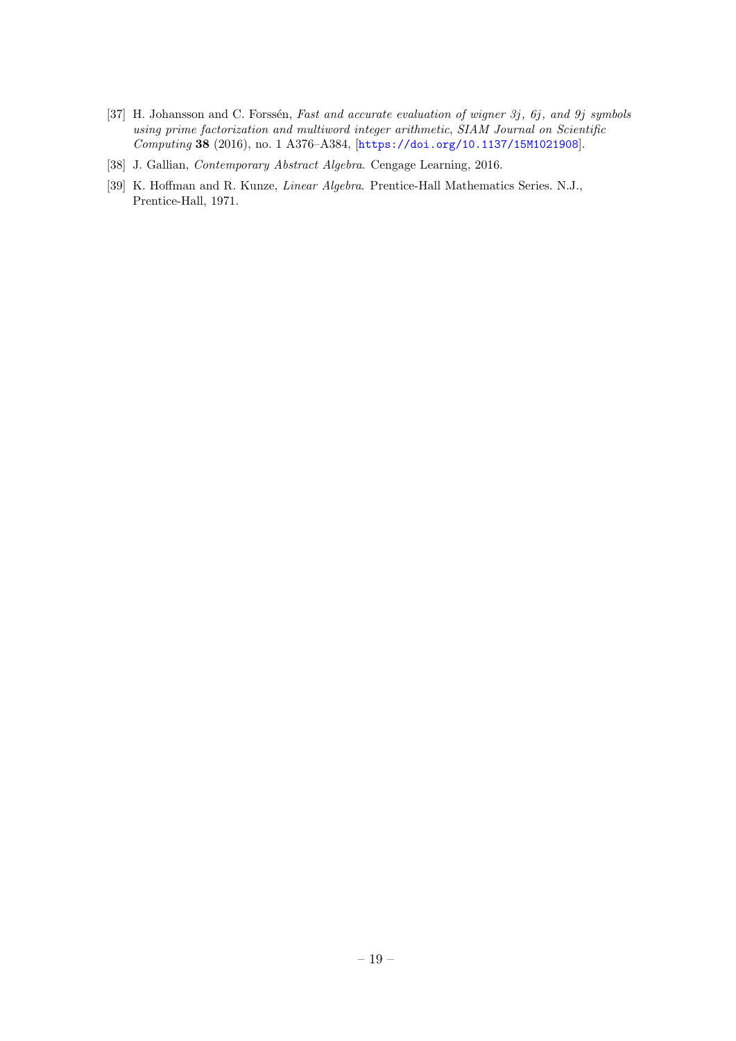[37] H. Johansson and C. Forssén, *Fast and accurate evaluation of wigner 3j, 6j, and 9j symbols using prime factorization and multiword integer arithmetic*, *SIAM Journal on Scientific Computing* **38** (2016), no. 1 A376–A384, [https://doi.org/10.1137/15M1021908].

[38] J. Gallian, *Contemporary Abstract Algebra*. Cengage Learning, 2016.

[39] K. Hoffman and R. Kunze, *Linear Algebra*. Prentice-Hall Mathematics Series. N.J., Prentice-Hall, 1971.